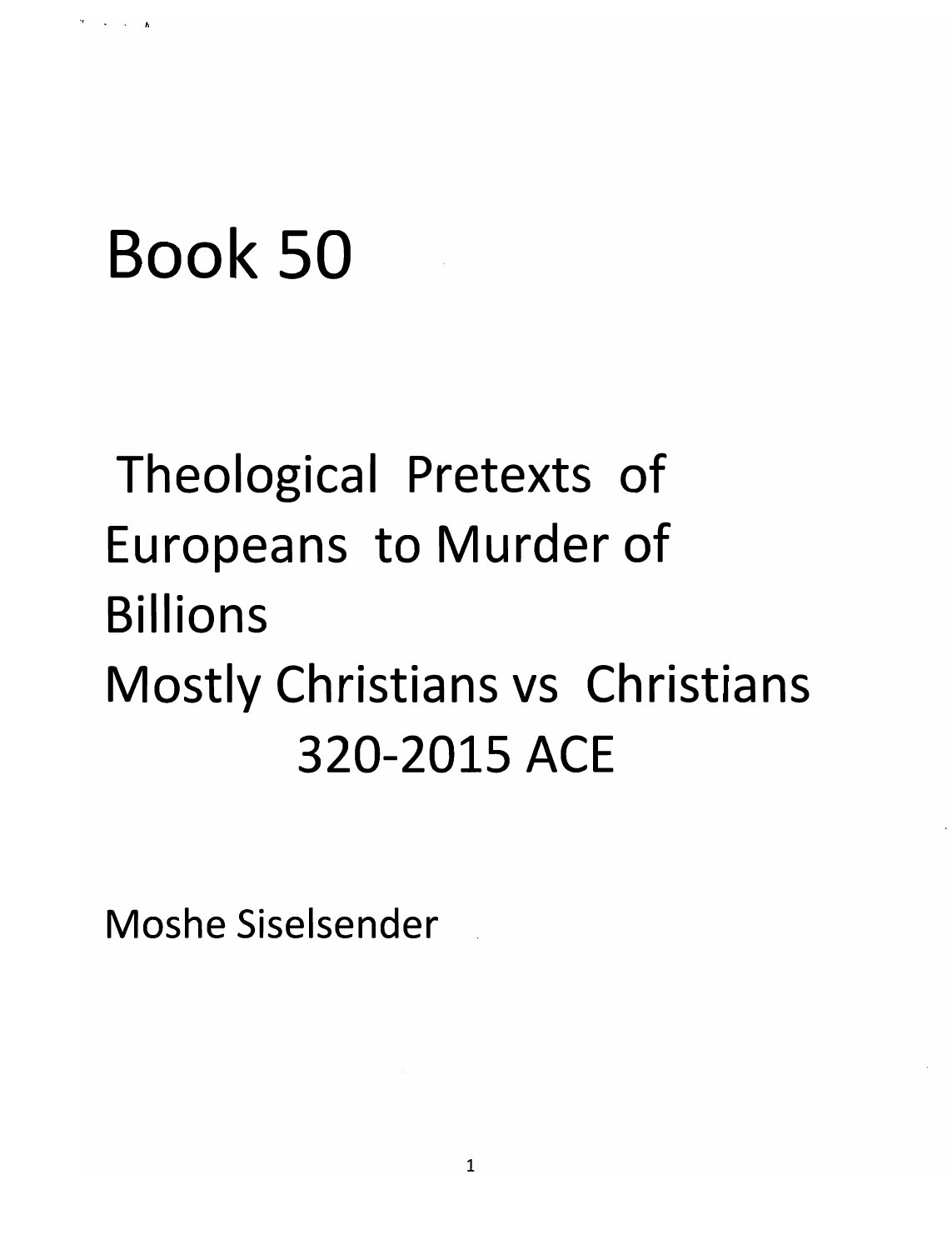# Book 50

## Theological Pretexts of Europeans to Murder of Billions
## Mostly Christians vs Christians
## 320-2015 ACE

Moshe Siselsender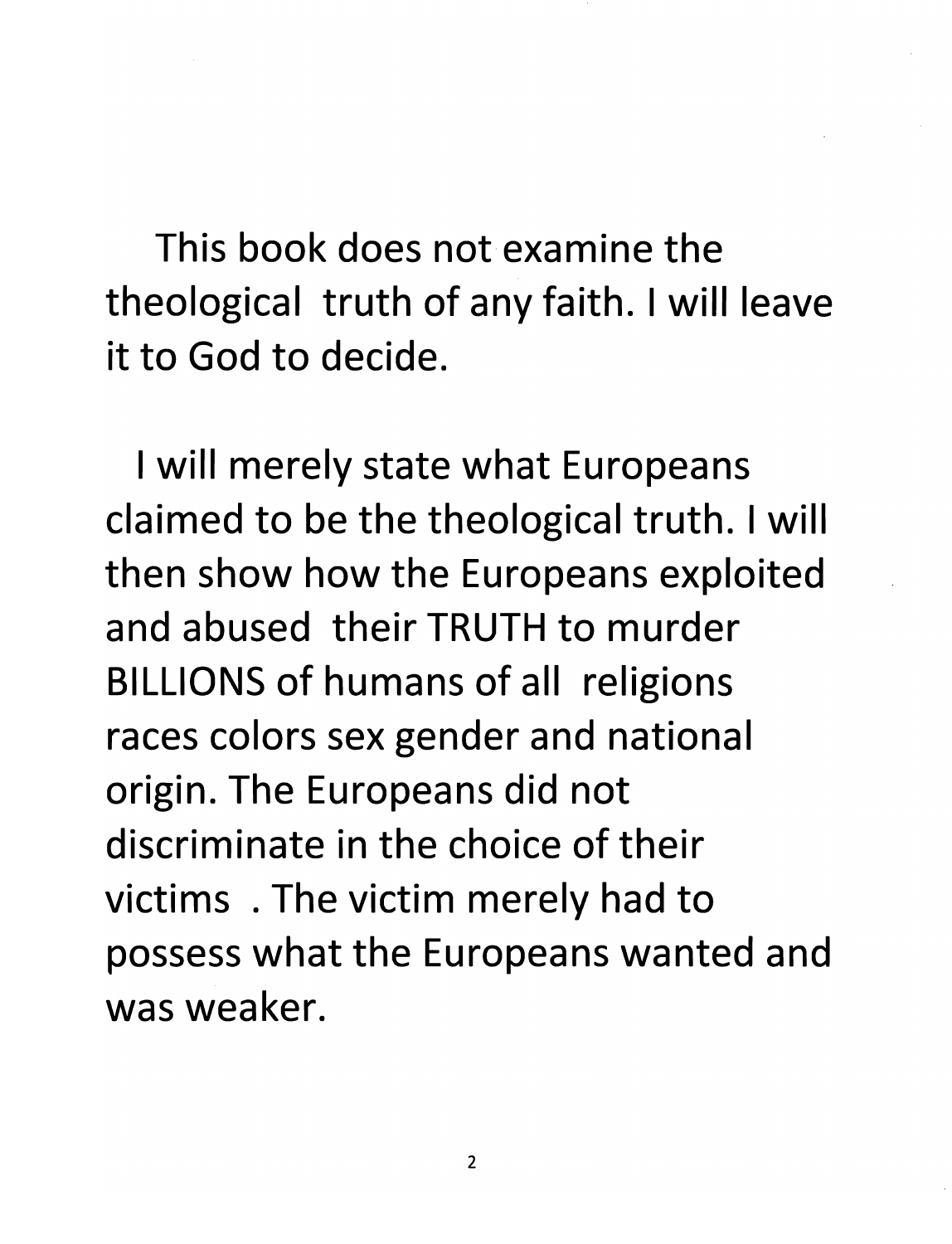This book does not examine the theological truth of any faith. I will leave it to God to decide.

I will merely state what Europeans claimed to be the theological truth. I will then show how the Europeans exploited and abused their TRUTH to murder BILLIONS of humans of all religions races colors sex gender and national origin. The Europeans did not discriminate in the choice of their victims . The victim merely had to possess what the Europeans wanted and was weaker.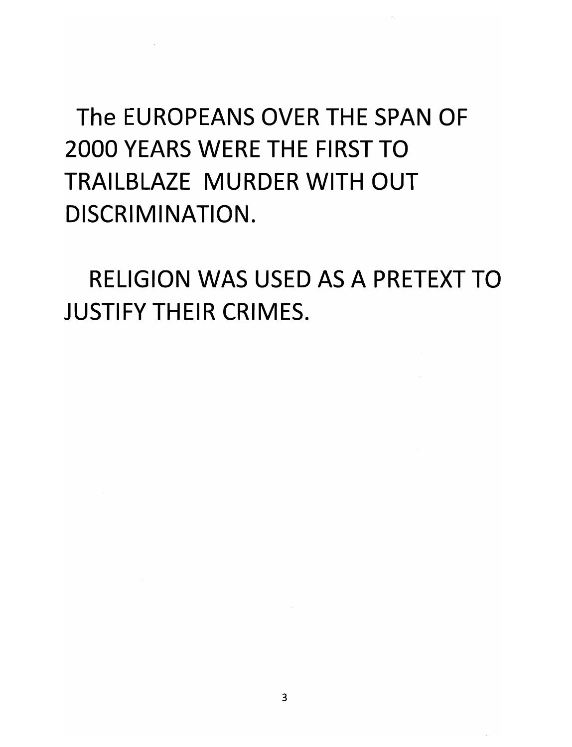The EUROPEANS OVER THE SPAN OF 2000 YEARS WERE THE FIRST TO TRAILBLAZE MURDER WITH OUT DISCRIMINATION.

RELIGION WAS USED AS A PRETEXT TO JUSTIFY THEIR CRIMES.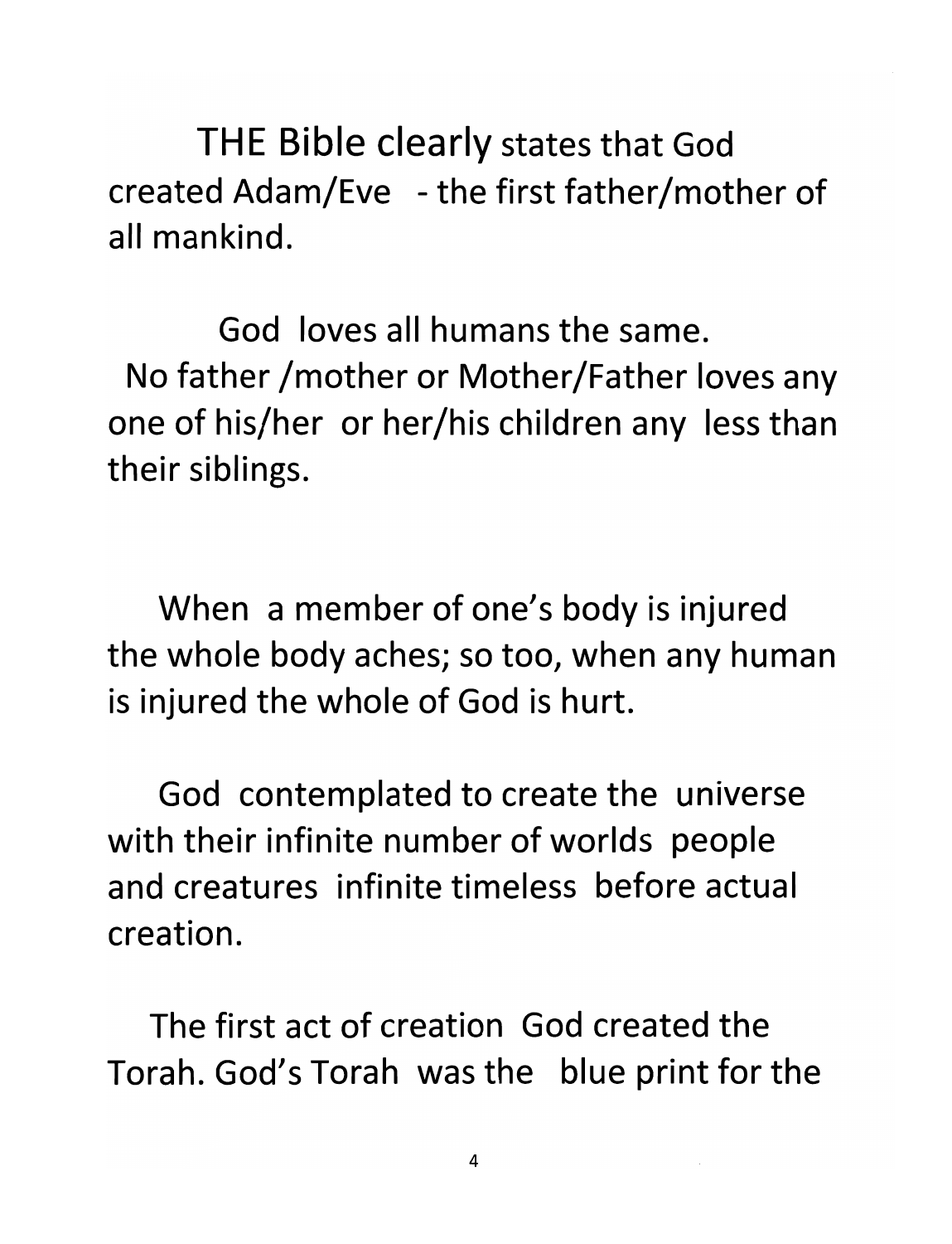THE Bible clearly states that God created Adam/Eve - the first father/mother of all mankind.

God loves all humans the same. No father /mother or Mother/Father loves any one of his/her or her/his children any less than their siblings.

When a member of one's body is injured the whole body aches; so too, when any human is injured the whole of God is hurt.

God contemplated to create the universe with their infinite number of worlds people and creatures infinite timeless before actual creation.

The first act of creation God created the Torah. God's Torah was the blue print for the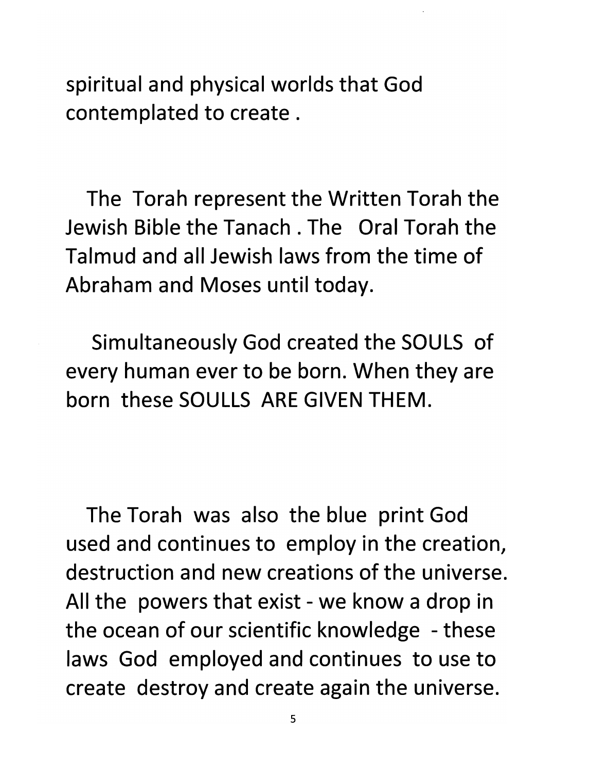spiritual and physical worlds that God contemplated to create .

The Torah represent the Written Torah the Jewish Bible the Tanach . The Oral Torah the Talmud and all Jewish laws from the time of Abraham and Moses until today.

Simultaneously God created the SOULS of every human ever to be born. When they are born these SOULLS ARE GIVEN THEM.

The Torah was also the blue print God used and continues to employ in the creation, destruction and new creations of the universe. All the powers that exist - we know a drop in the ocean of our scientific knowledge - these laws God employed and continues to use to create destroy and create again the universe.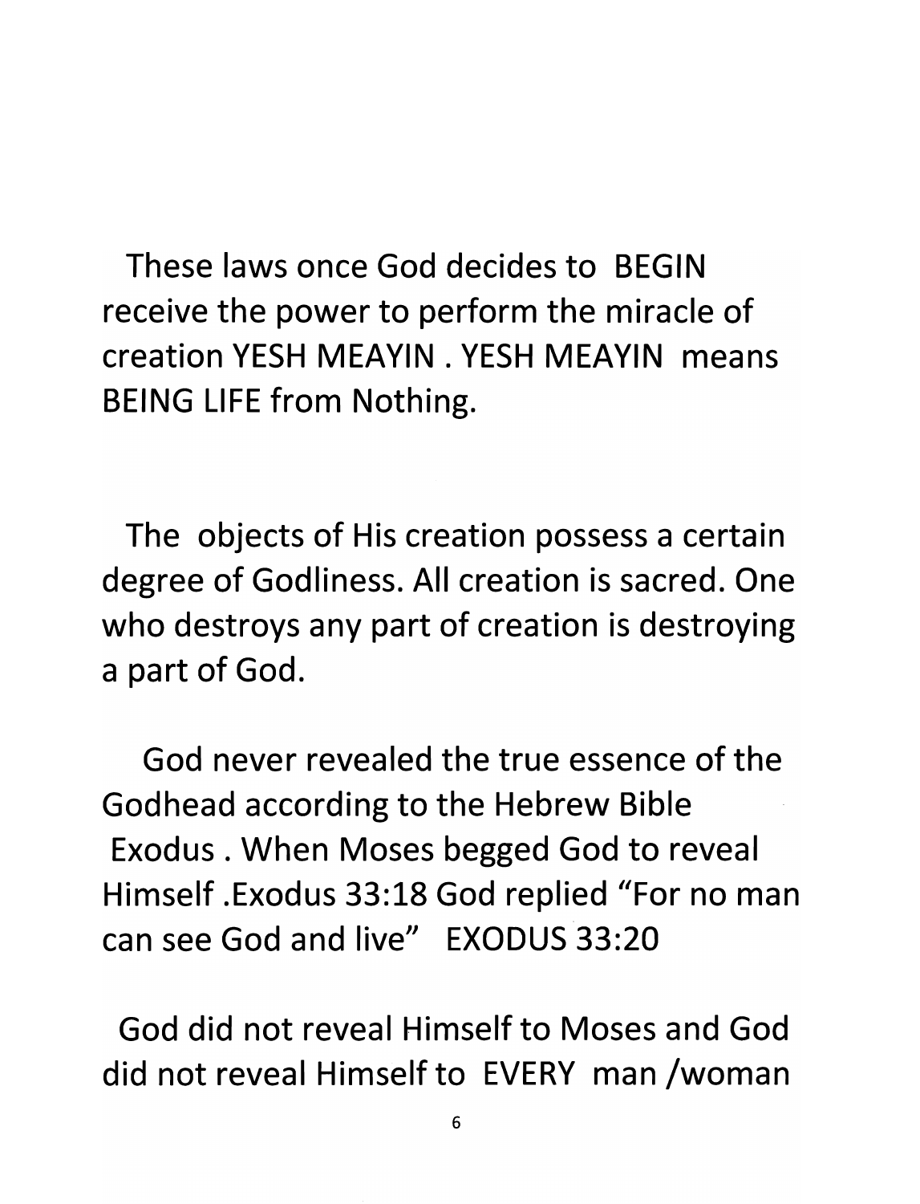These laws once God decides to BEGIN receive the power to perform the miracle of creation YESH MEAYIN . YESH MEAYIN means BEING LIFE from Nothing.

The objects of His creation possess a certain degree of Godliness. All creation is sacred. One who destroys any part of creation is destroying a part of God.

God never revealed the true essence of the Godhead according to the Hebrew Bible Exodus . When Moses begged God to reveal Himself .Exodus 33:18 God replied "For no man can see God and live" EXODUS 33:20

God did not reveal Himself to Moses and God did not reveal Himself to EVERY man /woman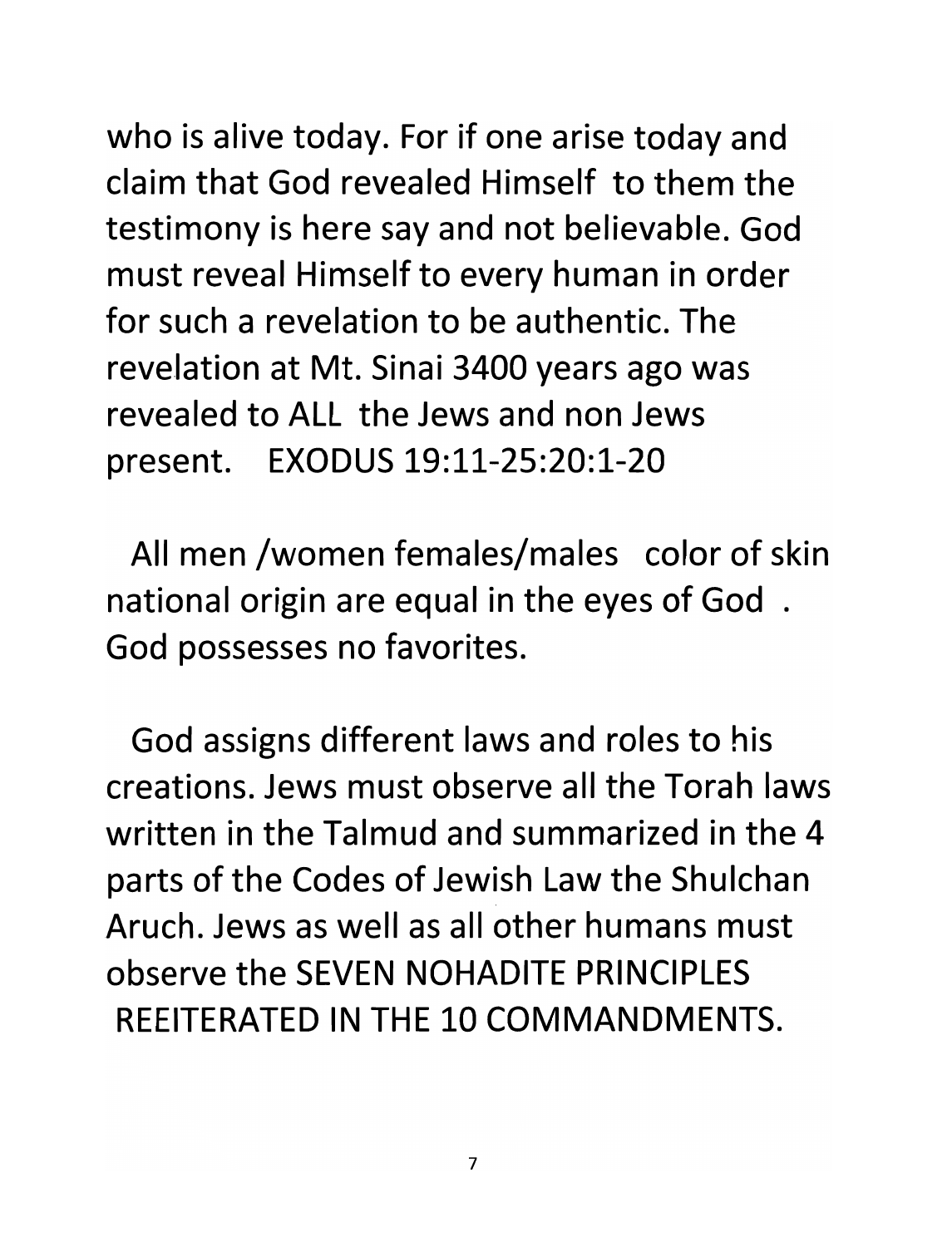who is alive today. For if one arise today and claim that God revealed Himself to them the testimony is here say and not believable. God must reveal Himself to every human in order for such a revelation to be authentic. The revelation at Mt. Sinai 3400 years ago was revealed to ALL the Jews and non Jews present. EXODUS 19:11-25:20:1-20

All men /women females/males color of skin national origin are equal in the eyes of God . God possesses no favorites.

God assigns different laws and roles to his creations. Jews must observe all the Torah laws written in the Talmud and summarized in the 4 parts of the Codes of Jewish Law the Shulchan Aruch. Jews as well as all other humans must observe the SEVEN NOHADITE PRINCIPLES REEITERATED IN THE 10 COMMANDMENTS.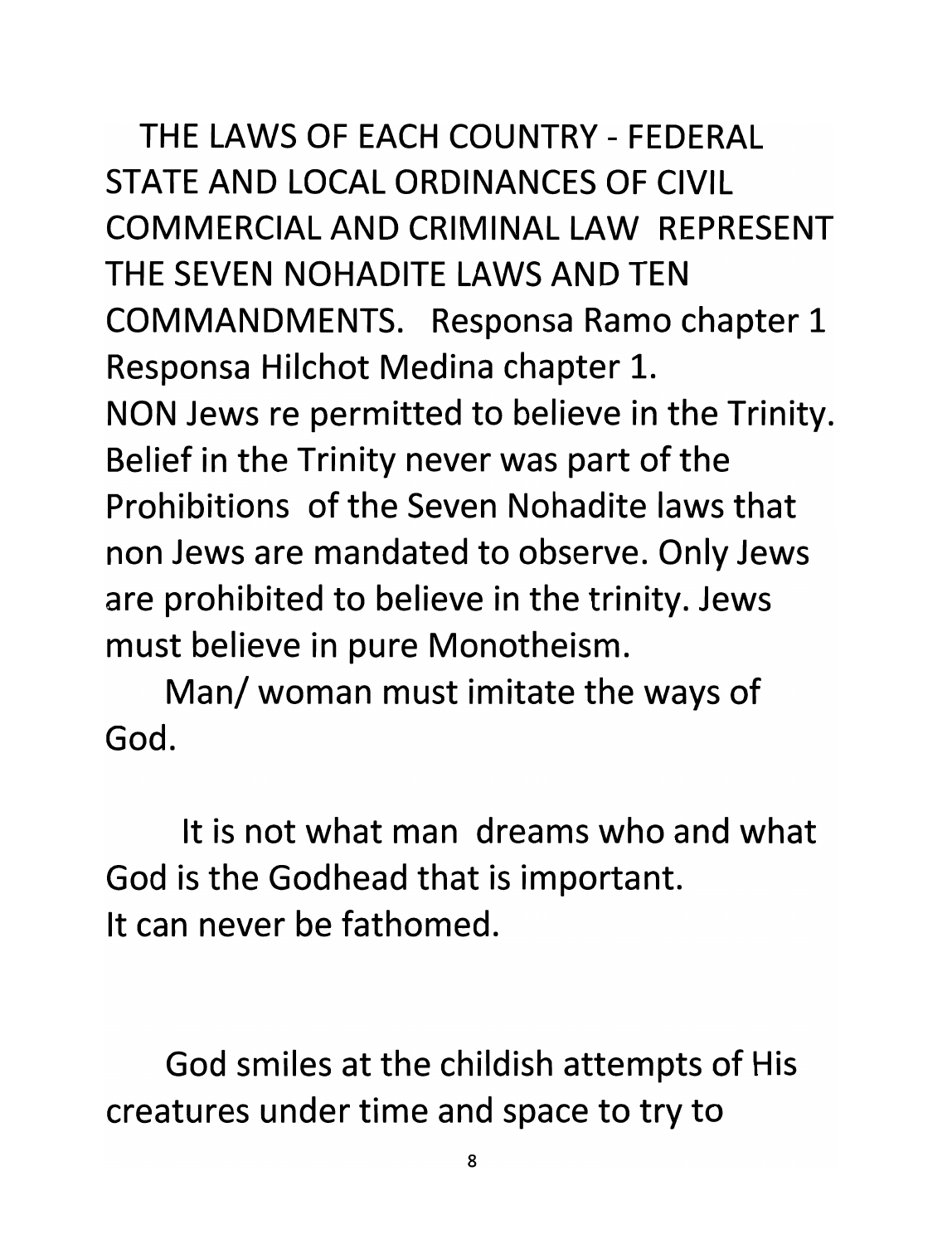THE LAWS OF EACH COUNTRY - FEDERAL STATE AND LOCAL ORDINANCES OF CIVIL COMMERCIAL AND CRIMINAL LAW REPRESENT THE SEVEN NOHADITE LAWS AND TEN COMMANDMENTS. Responsa Ramo chapter 1 Responsa Hilchot Medina chapter 1.

NON Jews re permitted to believe in the Trinity. Belief in the Trinity never was part of the Prohibitions of the Seven Nohadite laws that non Jews are mandated to observe. Only Jews are prohibited to believe in the trinity. Jews must believe in pure Monotheism.

Man/ woman must imitate the ways of God.

It is not what man dreams who and what God is the Godhead that is important. It can never be fathomed.

God smiles at the childish attempts of His creatures under time and space to try to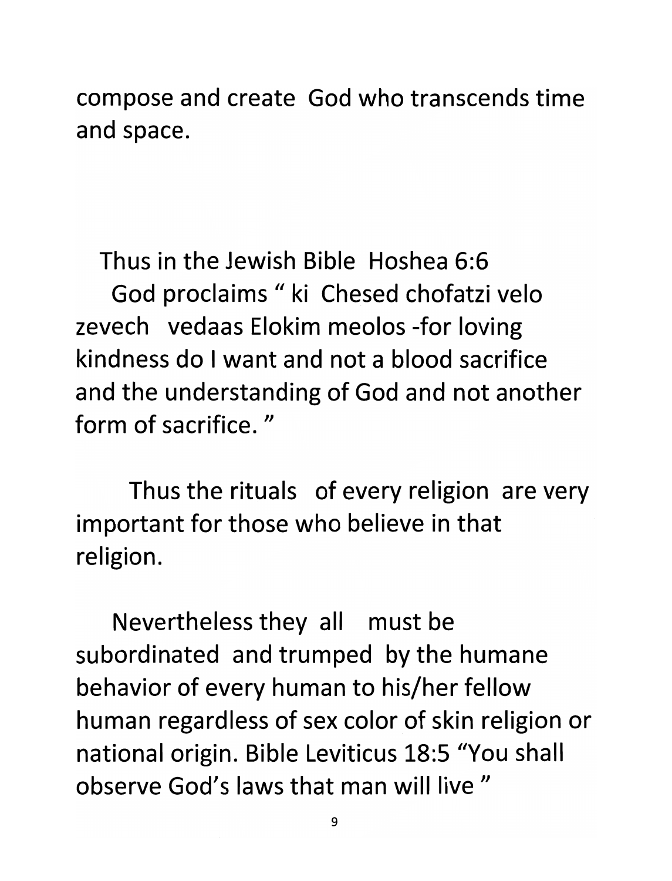compose and create God who transcends time and space.

Thus in the Jewish Bible Hoshea 6:6 God proclaims " ki Chesed chofatzi velo zevech vedaas Elokim meolos -for loving kindness do I want and not a blood sacrifice and the understanding of God and not another form of sacrifice. "

Thus the rituals of every religion are very important for those who believe in that religion.

Nevertheless they all must be subordinated and trumped by the humane behavior of every human to his/her fellow human regardless of sex color of skin religion or national origin. Bible Leviticus 18:5 "You shall observe God's laws that man will live "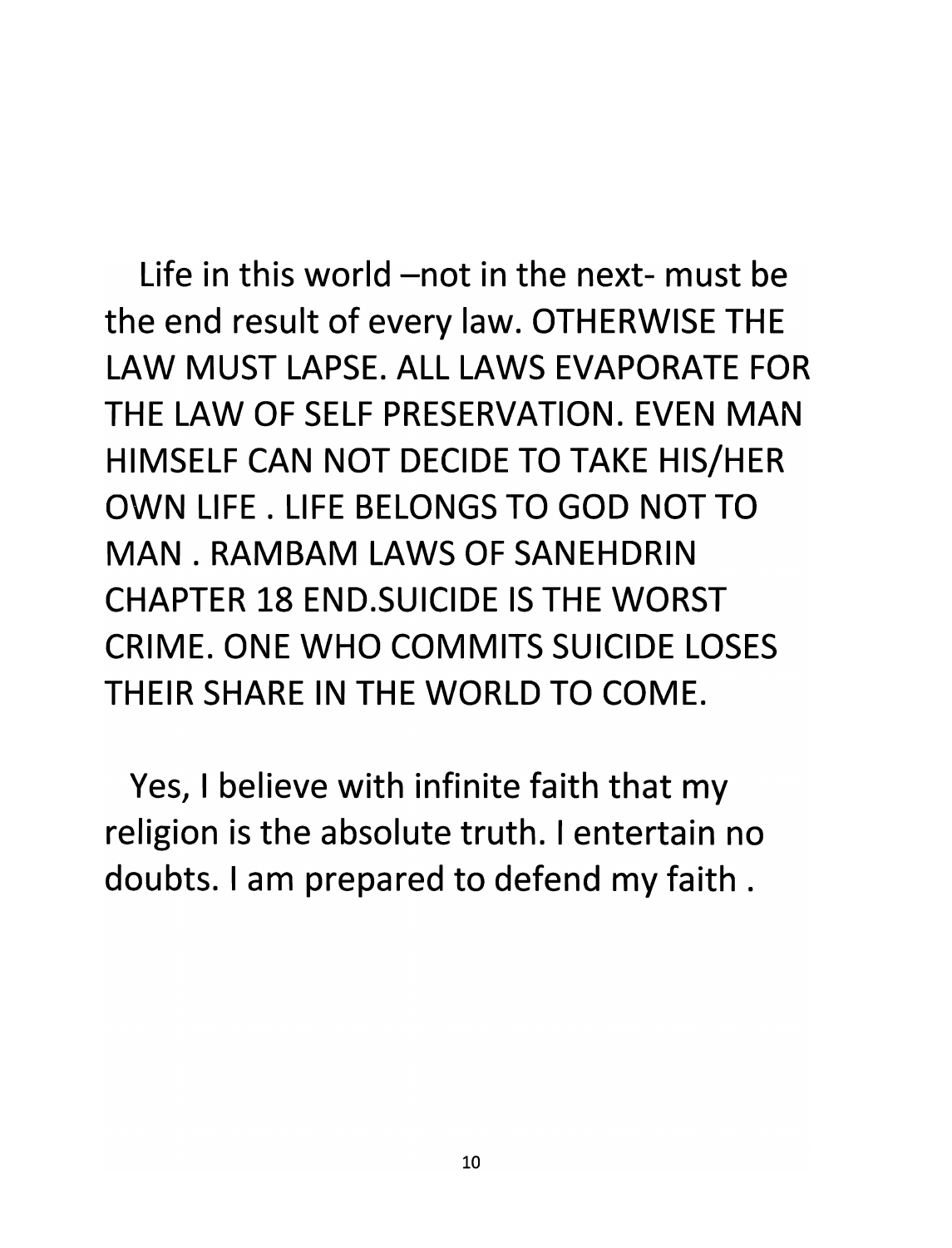Life in this world –not in the next- must be the end result of every law. OTHERWISE THE LAW MUST LAPSE. ALL LAWS EVAPORATE FOR THE LAW OF SELF PRESERVATION. EVEN MAN HIMSELF CAN NOT DECIDE TO TAKE HIS/HER OWN LIFE . LIFE BELONGS TO GOD NOT TO MAN . RAMBAM LAWS OF SANEHDRIN CHAPTER 18 END.SUICIDE IS THE WORST CRIME. ONE WHO COMMITS SUICIDE LOSES THEIR SHARE IN THE WORLD TO COME.

Yes, I believe with infinite faith that my religion is the absolute truth. I entertain no doubts. I am prepared to defend my faith .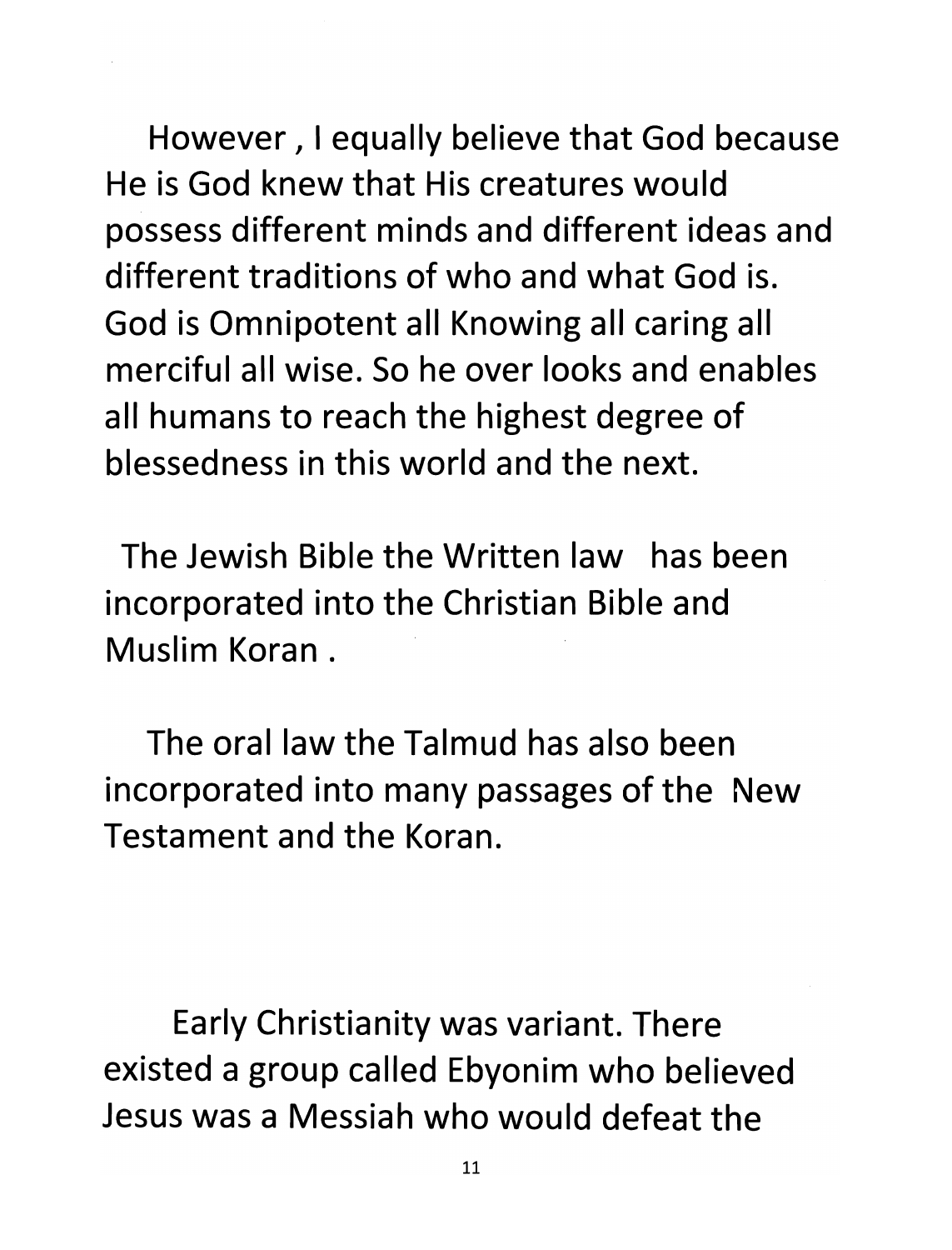However , I equally believe that God because He is God knew that His creatures would possess different minds and different ideas and different traditions of who and what God is. God is Omnipotent all Knowing all caring all merciful all wise. So he over looks and enables all humans to reach the highest degree of blessedness in this world and the next.

The Jewish Bible the Written law has been incorporated into the Christian Bible and Muslim Koran .

The oral law the Talmud has also been incorporated into many passages of the New Testament and the Koran.

Early Christianity was variant. There existed a group called Ebyonim who believed Jesus was a Messiah who would defeat the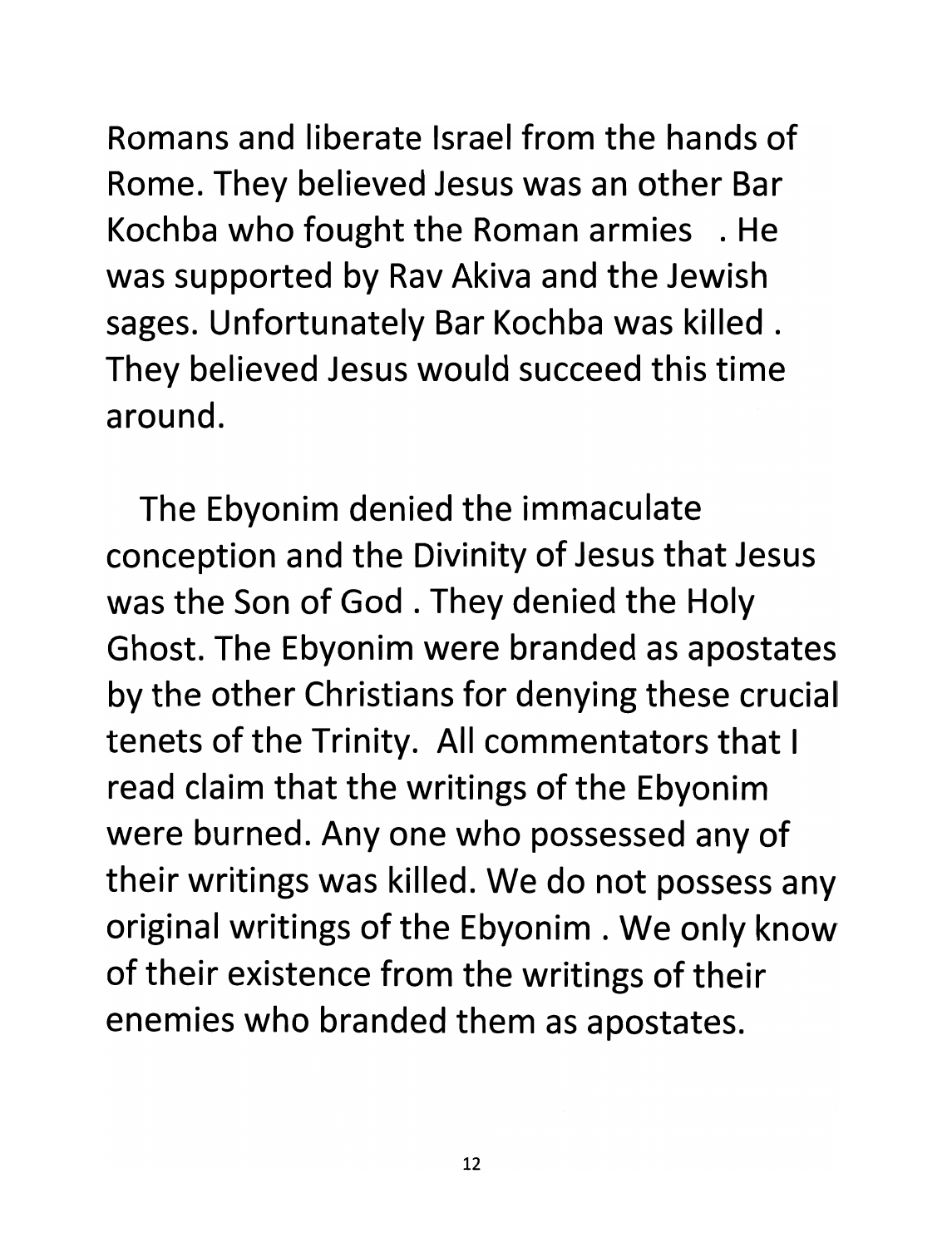Romans and liberate Israel from the hands of Rome. They believed Jesus was an other Bar Kochba who fought the Roman armies . He was supported by Rav Akiva and the Jewish sages. Unfortunately Bar Kochba was killed . They believed Jesus would succeed this time around.

The Ebyonim denied the immaculate conception and the Divinity of Jesus that Jesus was the Son of God . They denied the Holy Ghost. The Ebyonim were branded as apostates by the other Christians for denying these crucial tenets of the Trinity. All commentators that I read claim that the writings of the Ebyonim were burned. Any one who possessed any of their writings was killed. We do not possess any original writings of the Ebyonim . We only know of their existence from the writings of their enemies who branded them as apostates.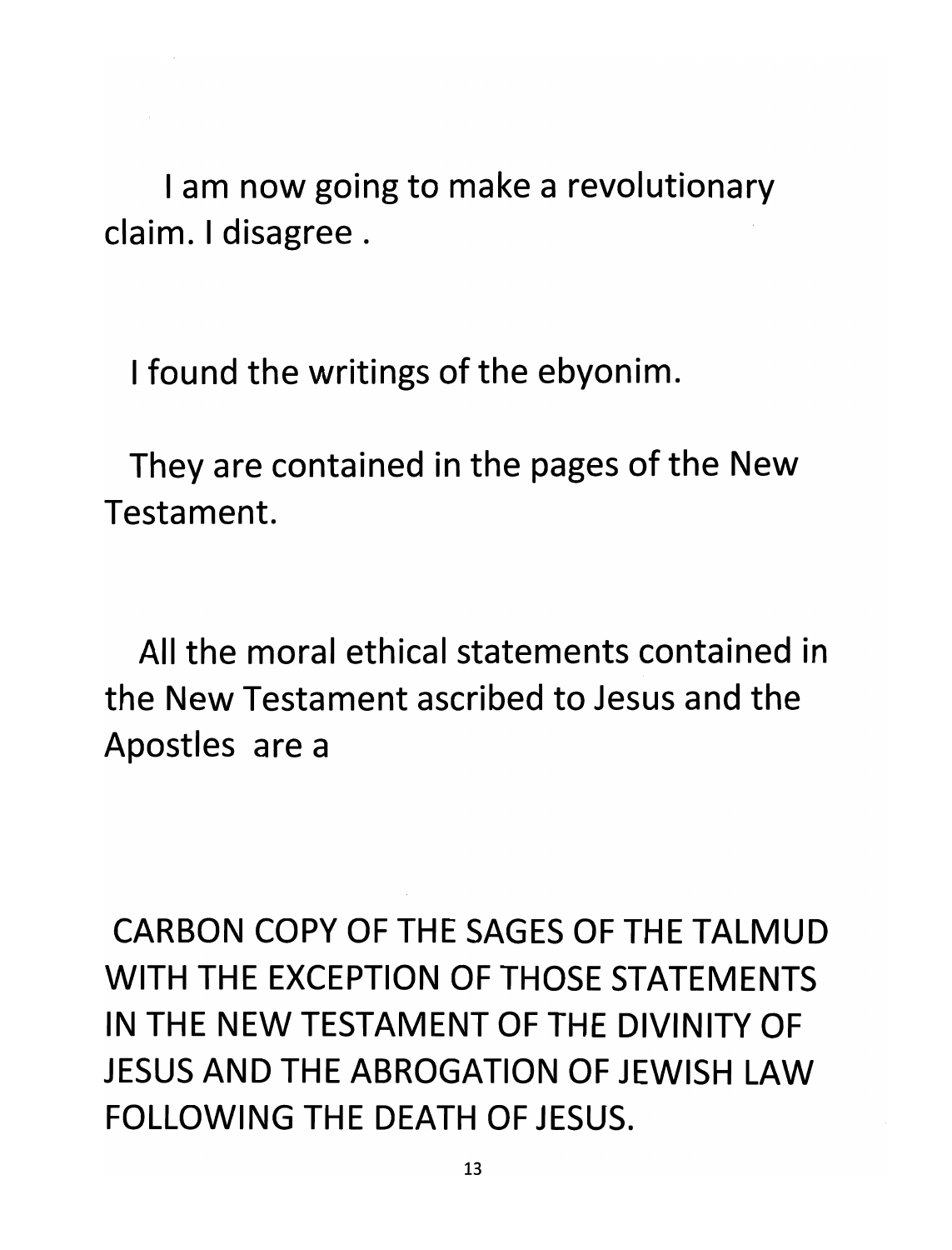I am now going to make a revolutionary claim. I disagree .

I found the writings of the ebyonim.

They are contained in the pages of the New Testament.

All the moral ethical statements contained in the New Testament ascribed to Jesus and the Apostles are a

CARBON COPY OF THE SAGES OF THE TALMUD WITH THE EXCEPTION OF THOSE STATEMENTS IN THE NEW TESTAMENT OF THE DIVINITY OF JESUS AND THE ABROGATION OF JEWISH LAW FOLLOWING THE DEATH OF JESUS.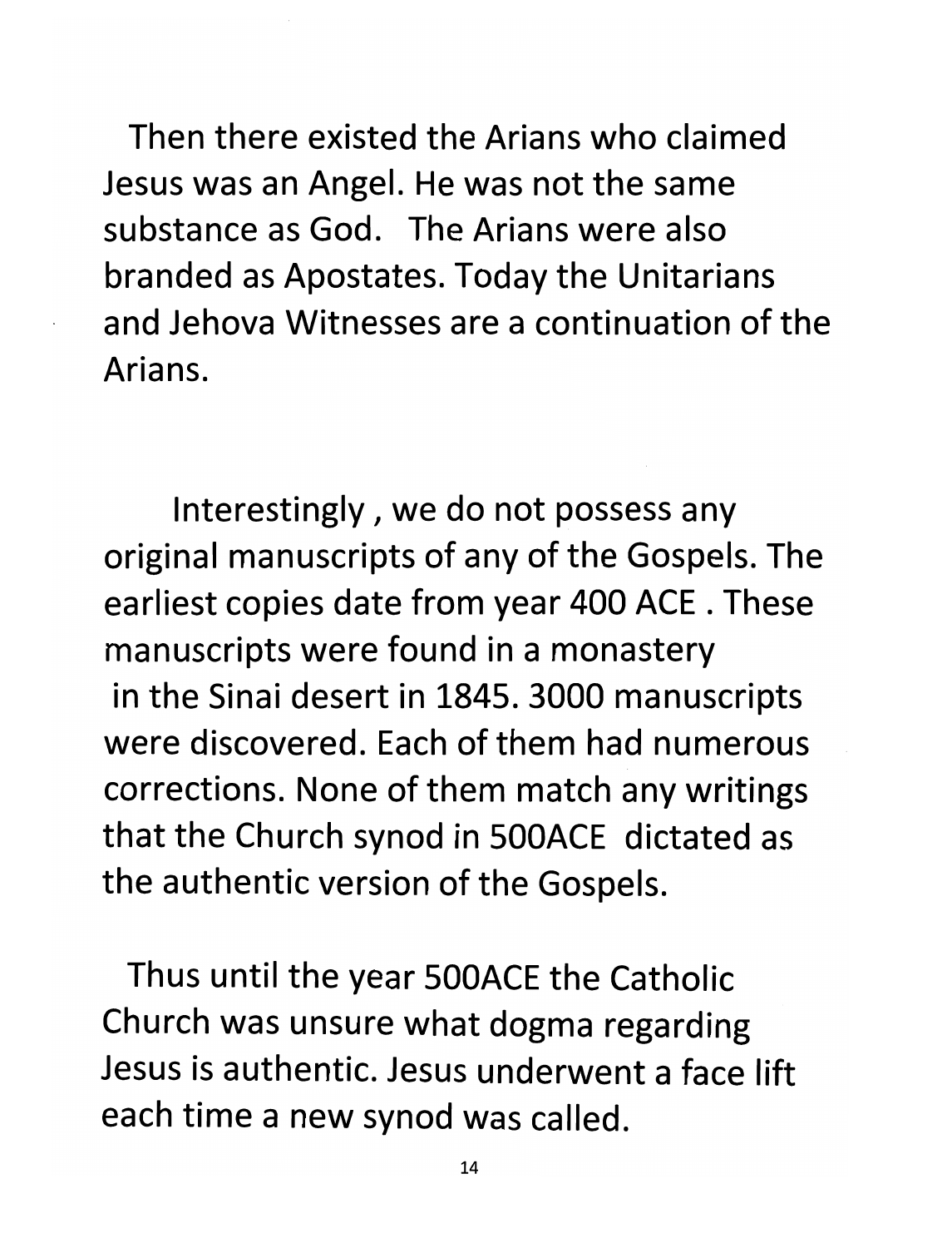Then there existed the Arians who claimed Jesus was an Angel. He was not the same substance as God. The Arians were also branded as Apostates. Today the Unitarians and Jehova Witnesses are a continuation of the Arians.

Interestingly , we do not possess any original manuscripts of any of the Gospels. The earliest copies date from year 400 ACE . These manuscripts were found in a monastery in the Sinai desert in 1845. 3000 manuscripts were discovered. Each of them had numerous corrections. None of them match any writings that the Church synod in 500ACE dictated as the authentic version of the Gospels.

Thus until the year 500ACE the Catholic Church was unsure what dogma regarding Jesus is authentic. Jesus underwent a face lift each time a new synod was called.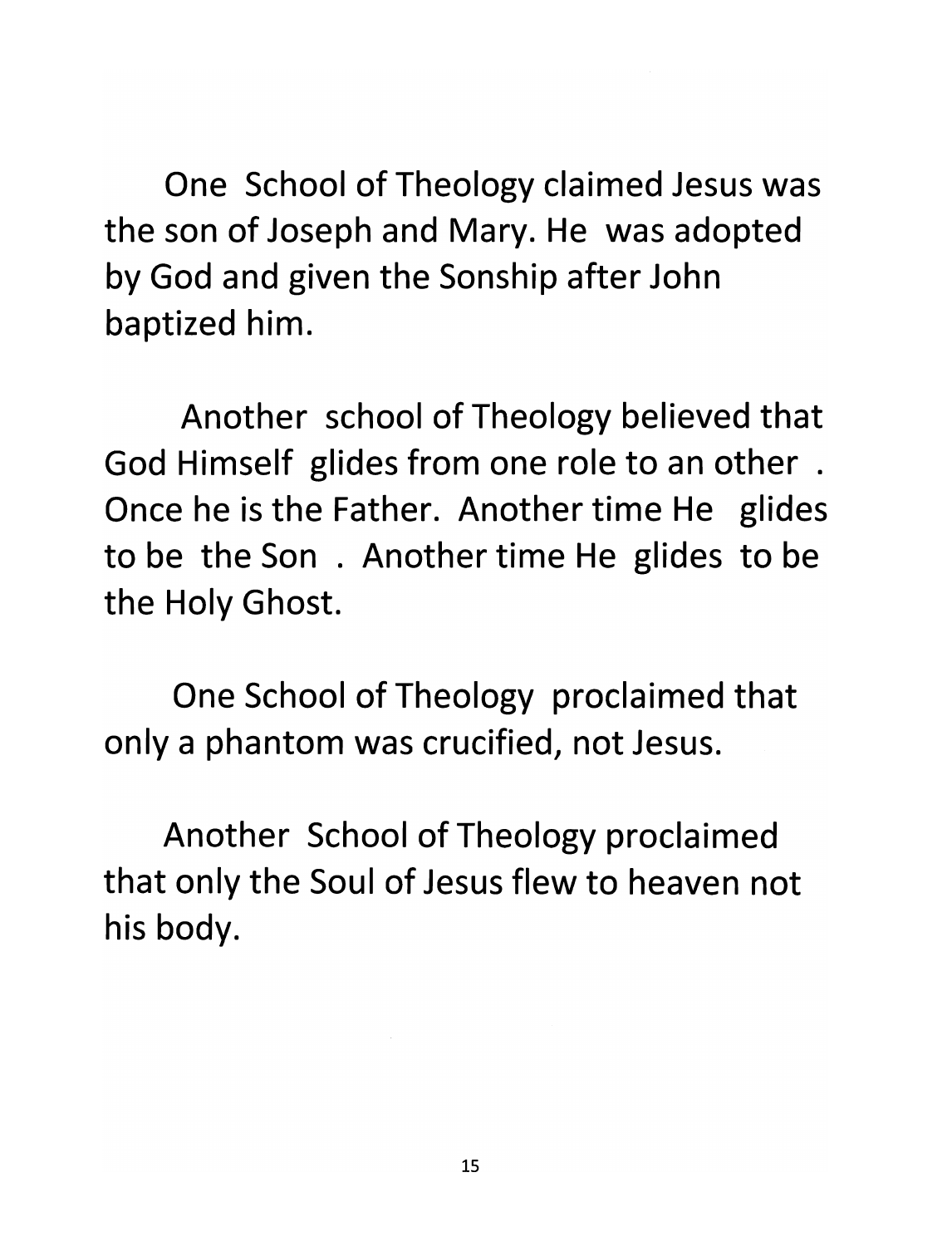One School of Theology claimed Jesus was the son of Joseph and Mary. He was adopted by God and given the Sonship after John baptized him.

Another school of Theology believed that God Himself glides from one role to an other . Once he is the Father. Another time He glides to be the Son . Another time He glides to be the Holy Ghost.

One School of Theology proclaimed that only a phantom was crucified, not Jesus.

Another School of Theology proclaimed that only the Soul of Jesus flew to heaven not his body.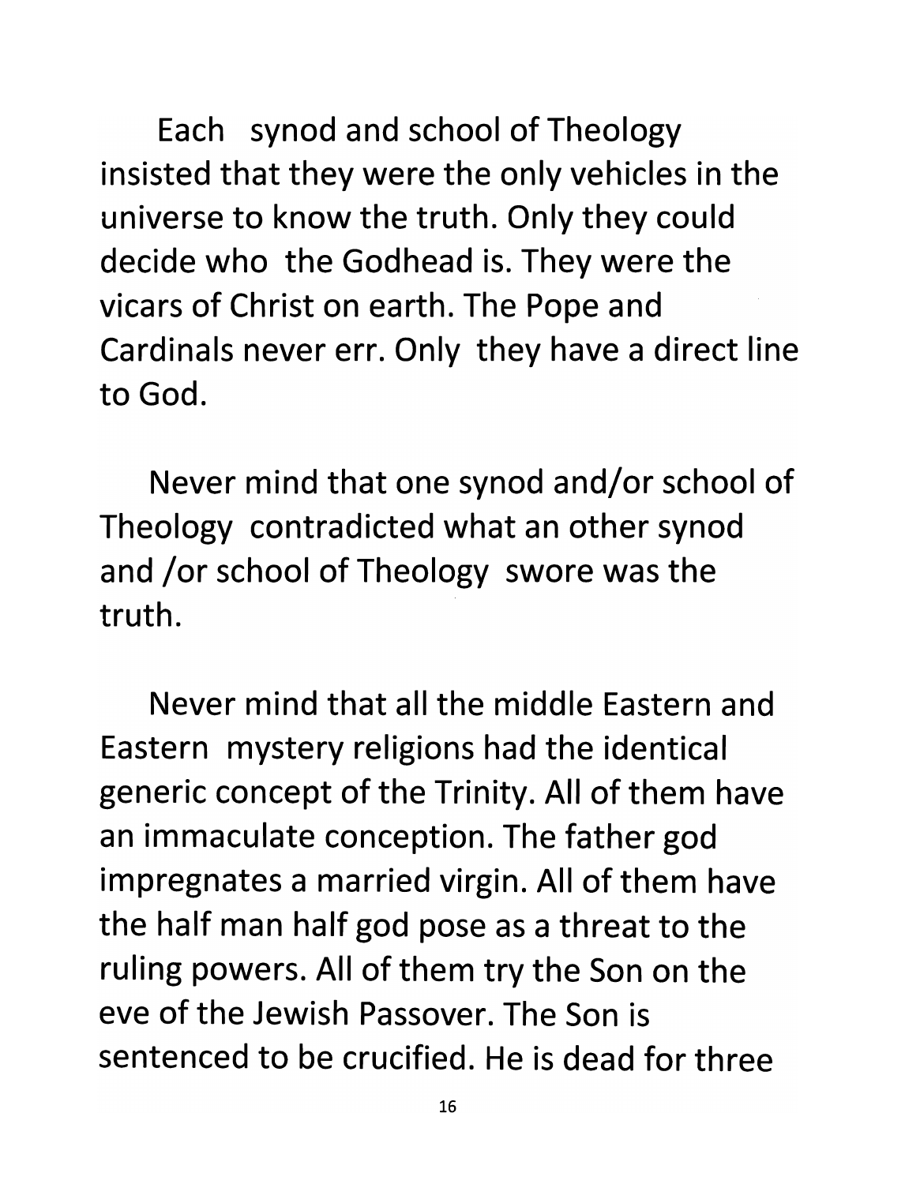Each synod and school of Theology insisted that they were the only vehicles in the universe to know the truth. Only they could decide who the Godhead is. They were the vicars of Christ on earth. The Pope and Cardinals never err. Only they have a direct line to God.

Never mind that one synod and/or school of Theology contradicted what an other synod and /or school of Theology swore was the truth.

Never mind that all the middle Eastern and Eastern mystery religions had the identical generic concept of the Trinity. All of them have an immaculate conception. The father god impregnates a married virgin. All of them have the half man half god pose as a threat to the ruling powers. All of them try the Son on the eve of the Jewish Passover. The Son is sentenced to be crucified. He is dead for three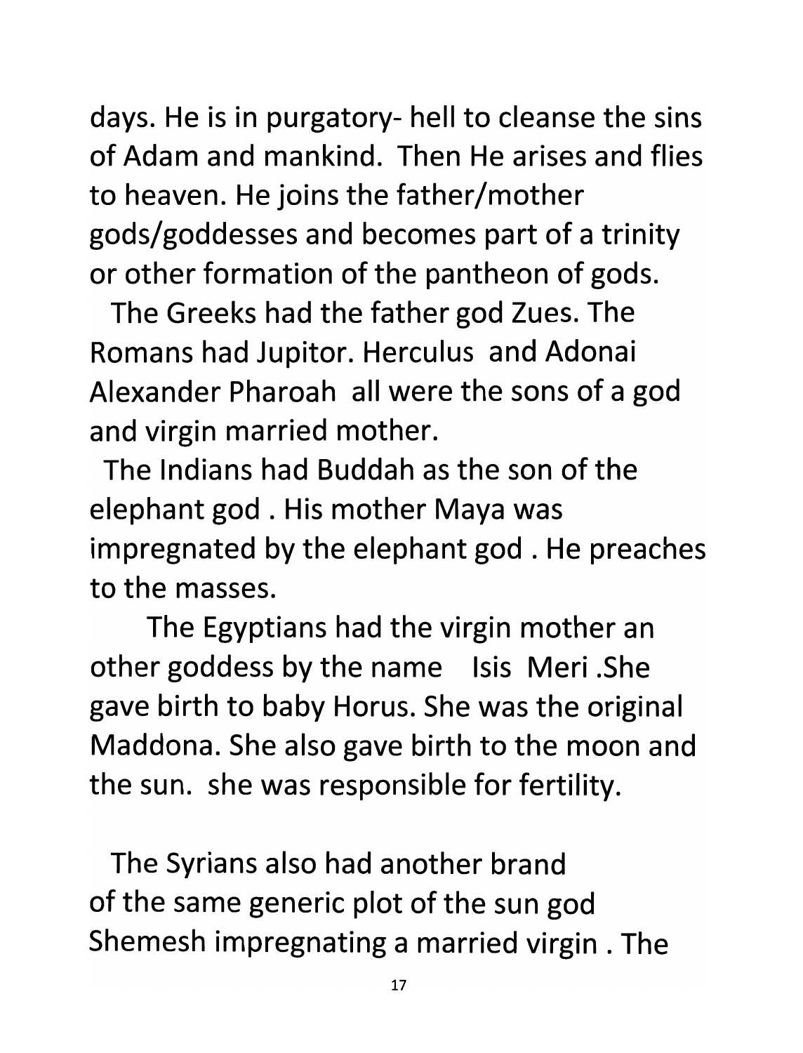days. He is in purgatory- hell to cleanse the sins of Adam and mankind. Then He arises and flies to heaven. He joins the father/mother gods/goddesses and becomes part of a trinity or other formation of the pantheon of gods.

The Greeks had the father god Zues. The Romans had Jupitor. Herculus and Adonai Alexander Pharoah all were the sons of a god and virgin married mother.

The Indians had Buddah as the son of the elephant god . His mother Maya was impregnated by the elephant god . He preaches to the masses.

The Egyptians had the virgin mother an other goddess by the name Isis Meri .She gave birth to baby Horus. She was the original Maddona. She also gave birth to the moon and the sun. she was responsible for fertility.

The Syrians also had another brand of the same generic plot of the sun god Shemesh impregnating a married virgin . The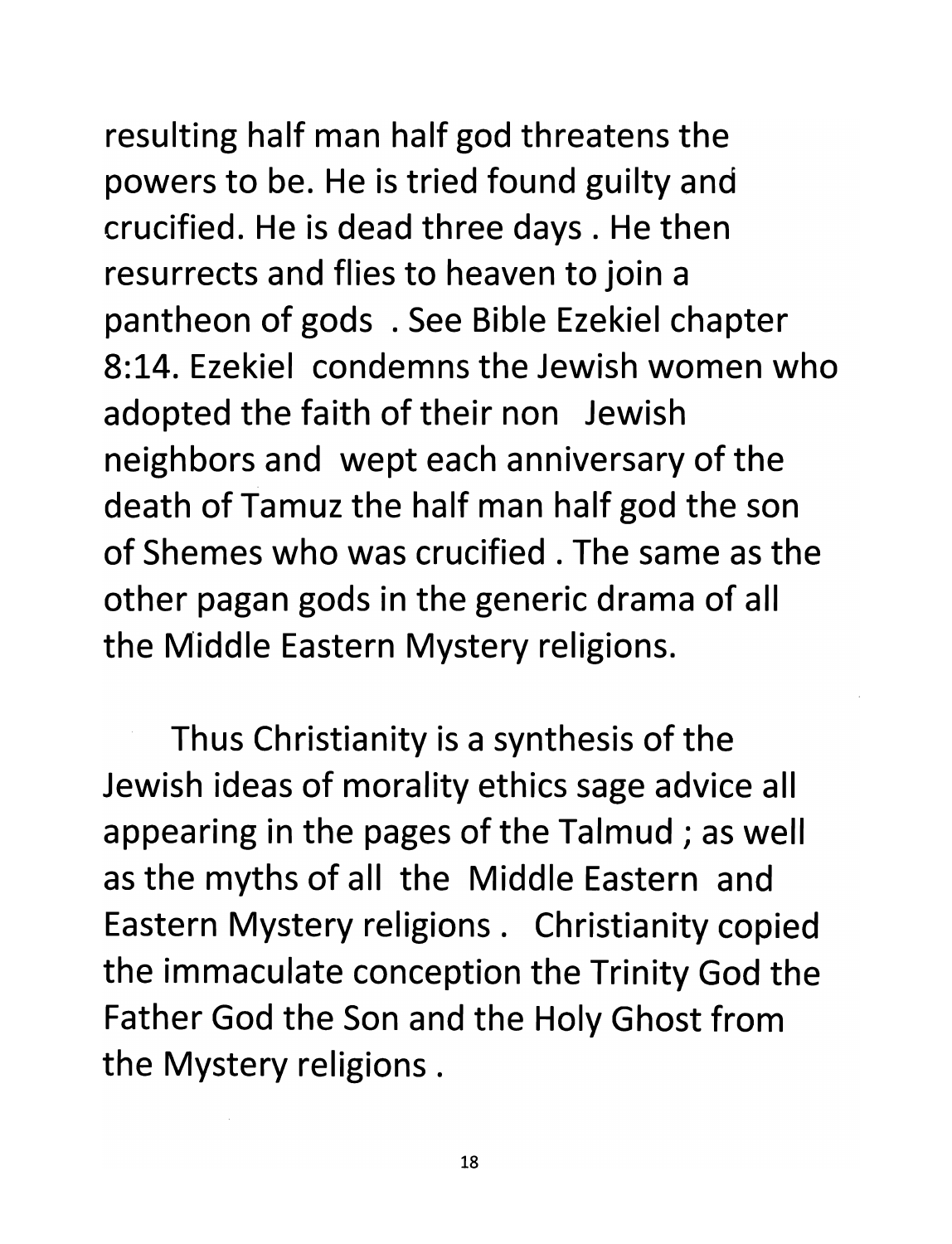resulting half man half god threatens the powers to be. He is tried found guilty and crucified. He is dead three days . He then resurrects and flies to heaven to join a pantheon of gods . See Bible Ezekiel chapter 8:14. Ezekiel condemns the Jewish women who adopted the faith of their non Jewish neighbors and wept each anniversary of the death of Tamuz the half man half god the son of Shemes who was crucified . The same as the other pagan gods in the generic drama of all the Middle Eastern Mystery religions.

Thus Christianity is a synthesis of the Jewish ideas of morality ethics sage advice all appearing in the pages of the Talmud ; as well as the myths of all the Middle Eastern and Eastern Mystery religions . Christianity copied the immaculate conception the Trinity God the Father God the Son and the Holy Ghost from the Mystery religions .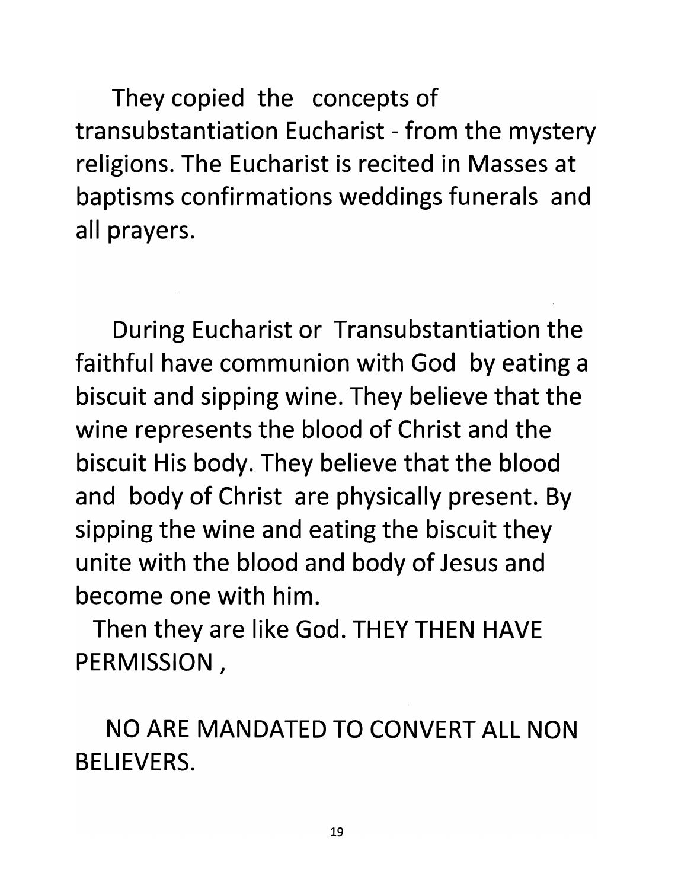They copied the concepts of transubstantiation Eucharist - from the mystery religions. The Eucharist is recited in Masses at baptisms confirmations weddings funerals and all prayers.

During Eucharist or Transubstantiation the faithful have communion with God by eating a biscuit and sipping wine. They believe that the wine represents the blood of Christ and the biscuit His body. They believe that the blood and body of Christ are physically present. By sipping the wine and eating the biscuit they unite with the blood and body of Jesus and become one with him.

Then they are like God. THEY THEN HAVE PERMISSION ,

NO ARE MANDATED TO CONVERT ALL NON BELIEVERS.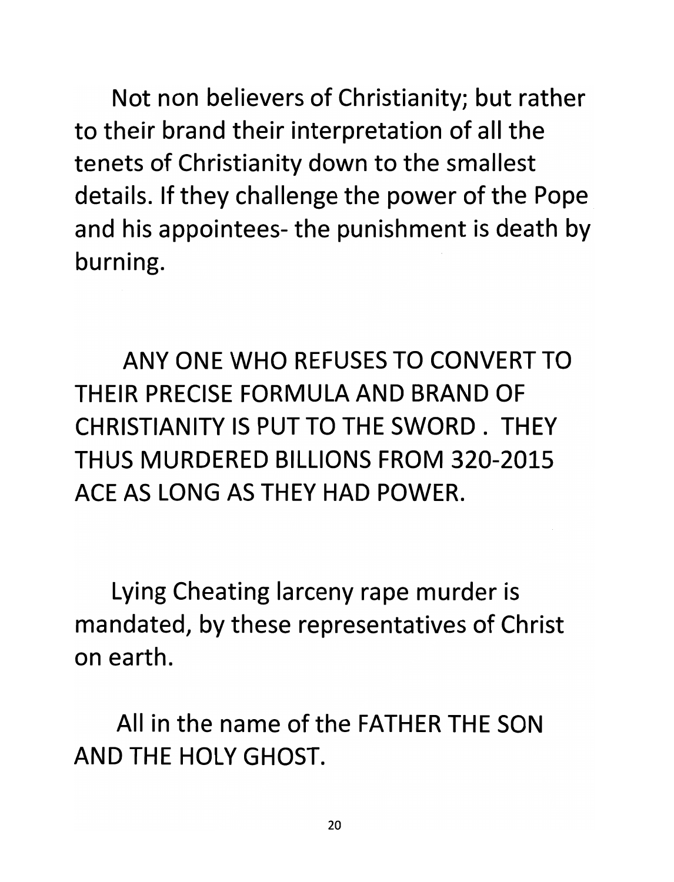Not non believers of Christianity; but rather to their brand their interpretation of all the tenets of Christianity down to the smallest details. If they challenge the power of the Pope and his appointees- the punishment is death by burning.

ANY ONE WHO REFUSES TO CONVERT TO THEIR PRECISE FORMULA AND BRAND OF CHRISTIANITY IS PUT TO THE SWORD . THEY THUS MURDERED BILLIONS FROM 320-2015 ACE AS LONG AS THEY HAD POWER.

Lying Cheating larceny rape murder is mandated, by these representatives of Christ on earth.

All in the name of the FATHER THE SON AND THE HOLY GHOST.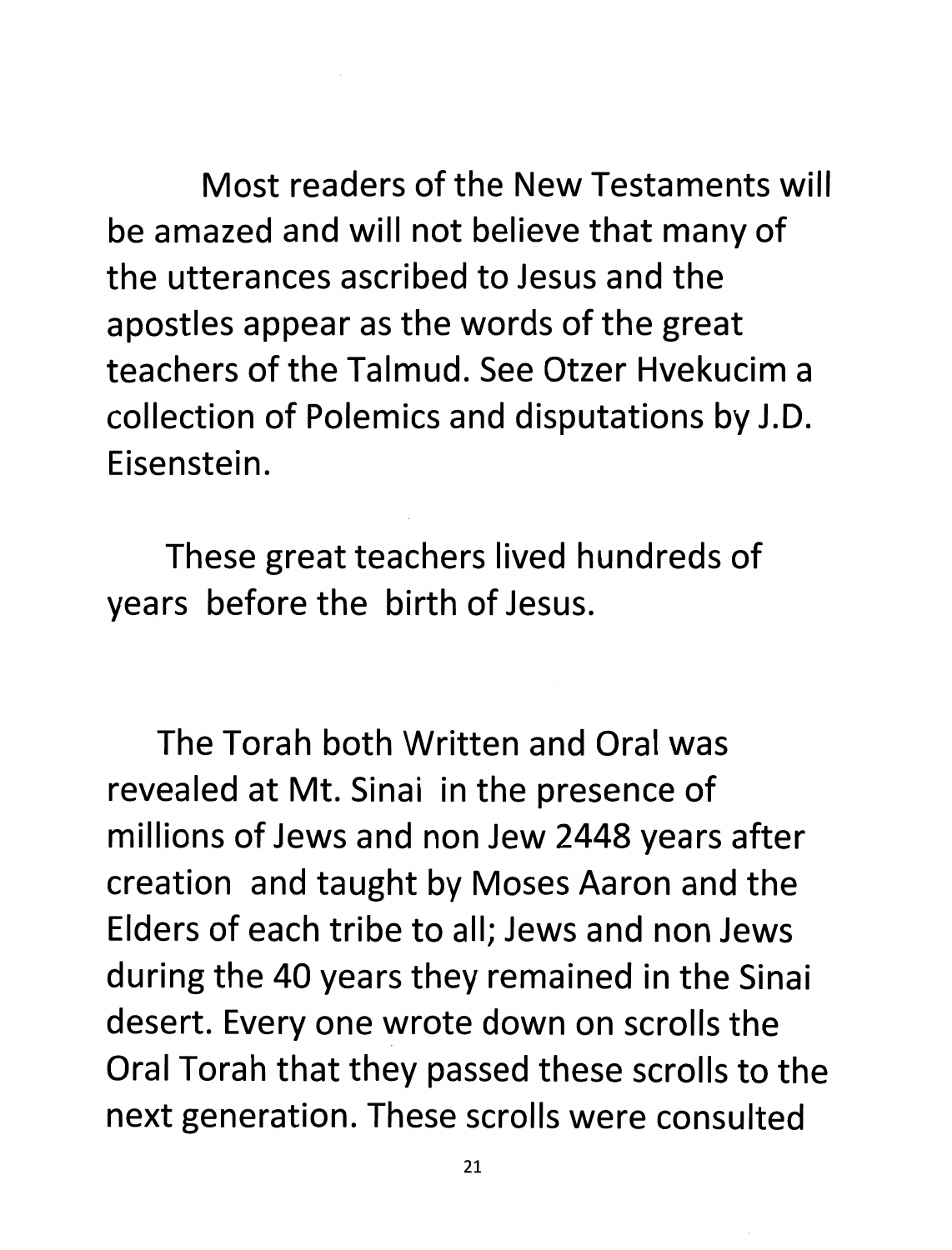Most readers of the New Testaments will be amazed and will not believe that many of the utterances ascribed to Jesus and the apostles appear as the words of the great teachers of the Talmud. See Otzer Hvekucim a collection of Polemics and disputations by J.D. Eisenstein.

These great teachers lived hundreds of years before the birth of Jesus.

The Torah both Written and Oral was revealed at Mt. Sinai in the presence of millions of Jews and non Jew 2448 years after creation and taught by Moses Aaron and the Elders of each tribe to all; Jews and non Jews during the 40 years they remained in the Sinai desert. Every one wrote down on scrolls the Oral Torah that they passed these scrolls to the next generation. These scrolls were consulted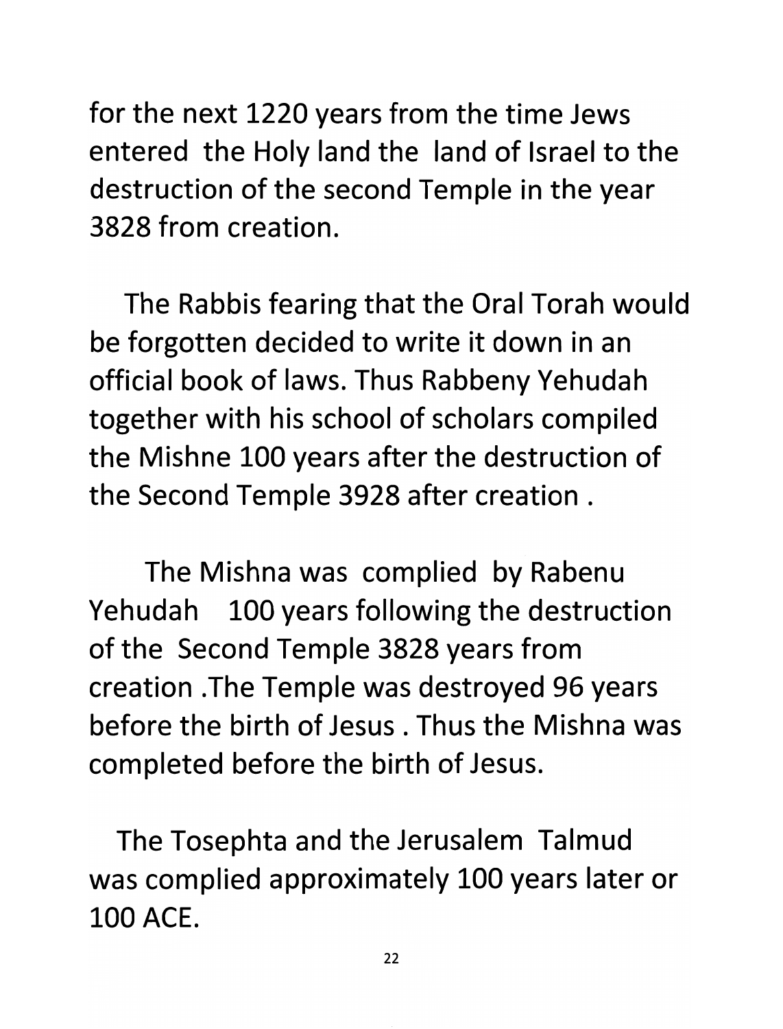for the next 1220 years from the time Jews entered the Holy land the land of Israel to the destruction of the second Temple in the year 3828 from creation.

The Rabbis fearing that the Oral Torah would be forgotten decided to write it down in an official book of laws. Thus Rabbeny Yehudah together with his school of scholars compiled the Mishne 100 years after the destruction of the Second Temple 3928 after creation .

The Mishna was complied by Rabenu Yehudah 100 years following the destruction of the Second Temple 3828 years from creation .The Temple was destroyed 96 years before the birth of Jesus . Thus the Mishna was completed before the birth of Jesus.

The Tosephta and the Jerusalem Talmud was complied approximately 100 years later or 100 ACE.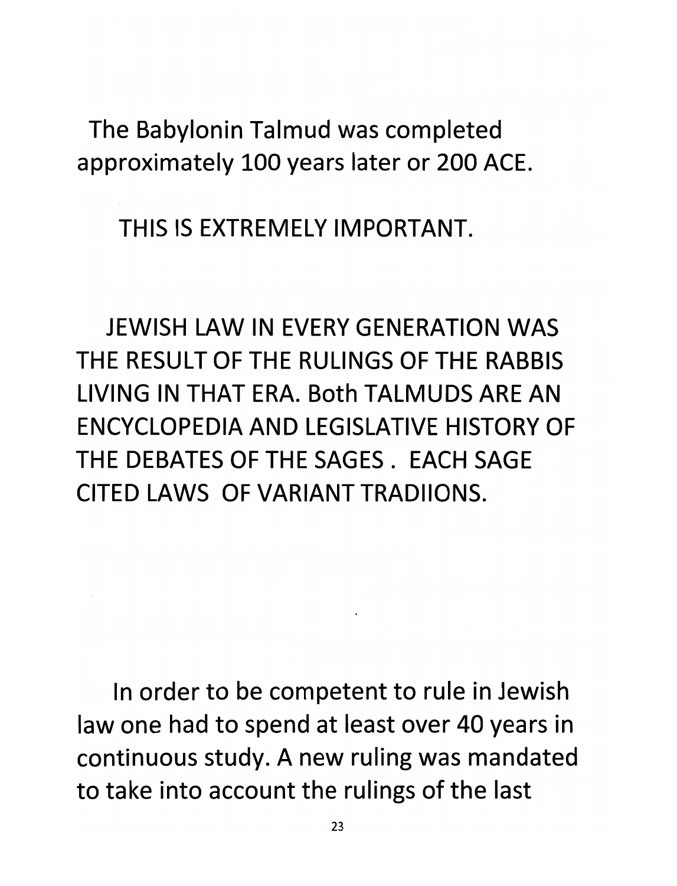The Babylonin Talmud was completed approximately 100 years later or 200 ACE.

THIS IS EXTREMELY IMPORTANT.

JEWISH LAW IN EVERY GENERATION WAS THE RESULT OF THE RULINGS OF THE RABBIS LIVING IN THAT ERA. Both TALMUDS ARE AN ENCYCLOPEDIA AND LEGISLATIVE HISTORY OF THE DEBATES OF THE SAGES . EACH SAGE CITED LAWS OF VARIANT TRADIIONS.

In order to be competent to rule in Jewish law one had to spend at least over 40 years in continuous study. A new ruling was mandated to take into account the rulings of the last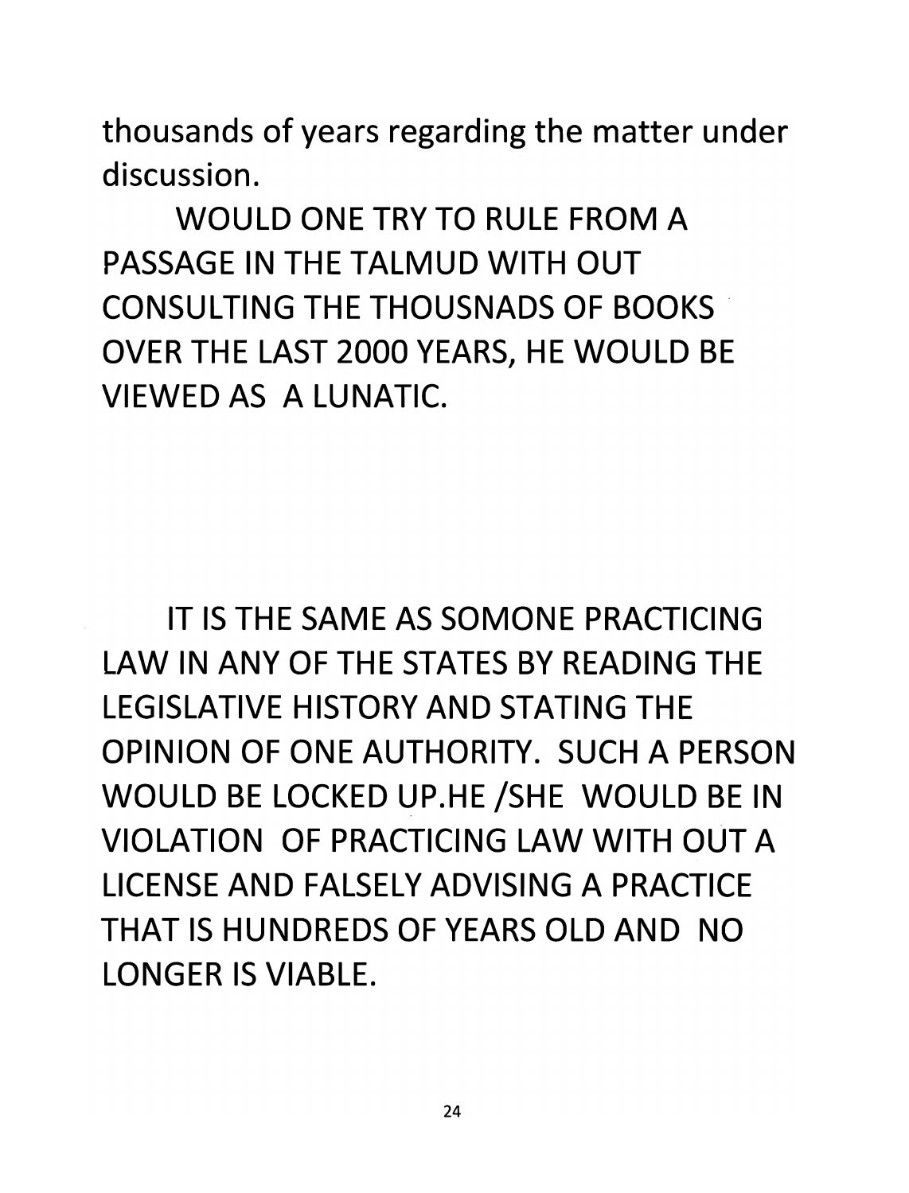thousands of years regarding the matter under discussion.

WOULD ONE TRY TO RULE FROM A PASSAGE IN THE TALMUD WITH OUT CONSULTING THE THOUSNADS OF BOOKS OVER THE LAST 2000 YEARS, HE WOULD BE VIEWED AS A LUNATIC.

IT IS THE SAME AS SOMONE PRACTICING LAW IN ANY OF THE STATES BY READING THE LEGISLATIVE HISTORY AND STATING THE OPINION OF ONE AUTHORITY. SUCH A PERSON WOULD BE LOCKED UP.HE /SHE WOULD BE IN VIOLATION OF PRACTICING LAW WITH OUT A LICENSE AND FALSELY ADVISING A PRACTICE THAT IS HUNDREDS OF YEARS OLD AND NO LONGER IS VIABLE.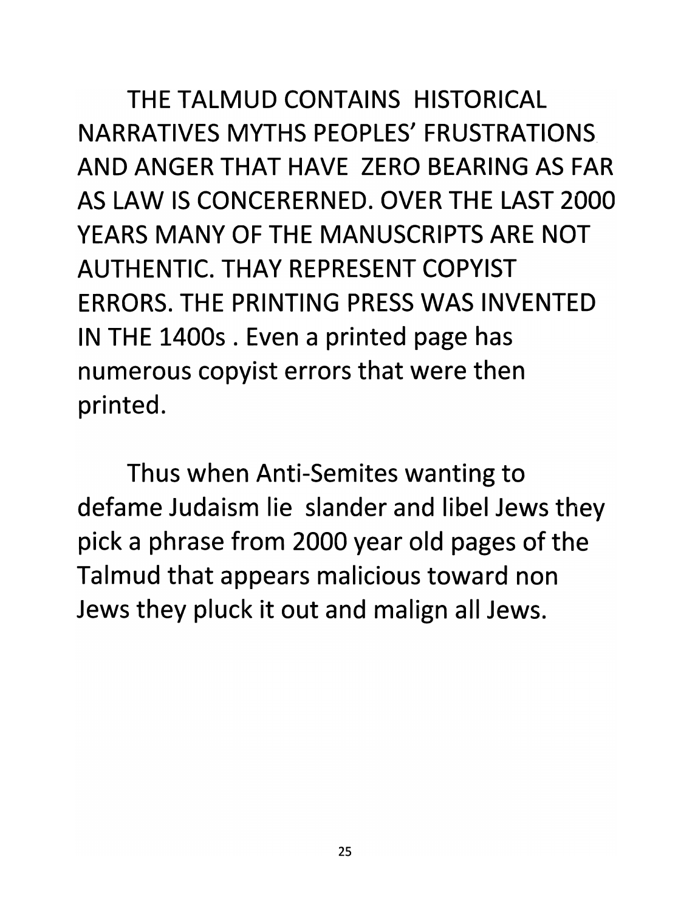THE TALMUD CONTAINS HISTORICAL NARRATIVES MYTHS PEOPLES' FRUSTRATIONS AND ANGER THAT HAVE ZERO BEARING AS FAR AS LAW IS CONCERERNED. OVER THE LAST 2000 YEARS MANY OF THE MANUSCRIPTS ARE NOT AUTHENTIC. THAY REPRESENT COPYIST ERRORS. THE PRINTING PRESS WAS INVENTED IN THE 1400s . Even a printed page has numerous copyist errors that were then printed.

Thus when Anti-Semites wanting to defame Judaism lie slander and libel Jews they pick a phrase from 2000 year old pages of the Talmud that appears malicious toward non Jews they pluck it out and malign all Jews.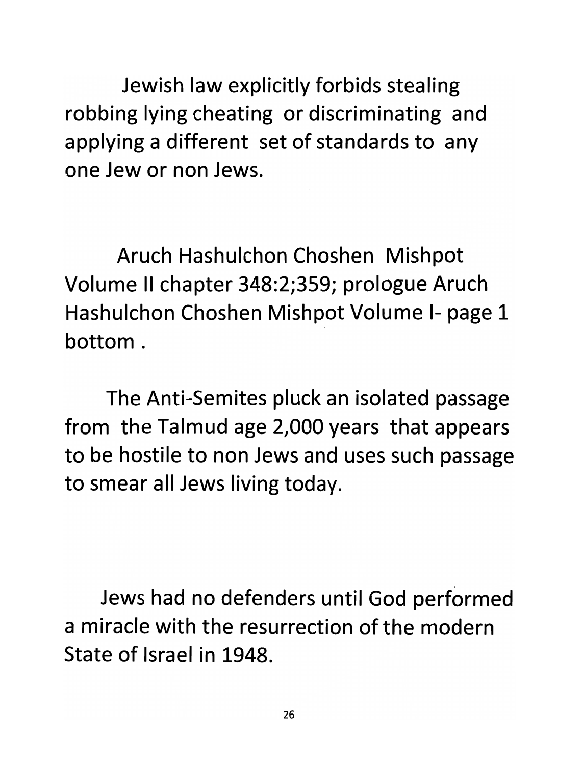Jewish law explicitly forbids stealing robbing lying cheating or discriminating and applying a different set of standards to any one Jew or non Jews.

Aruch Hashulchon Choshen Mishpot Volume II chapter 348:2;359; prologue Aruch Hashulchon Choshen Mishpot Volume I- page 1 bottom .

The Anti-Semites pluck an isolated passage from the Talmud age 2,000 years that appears to be hostile to non Jews and uses such passage to smear all Jews living today.

Jews had no defenders until God performed a miracle with the resurrection of the modern State of Israel in 1948.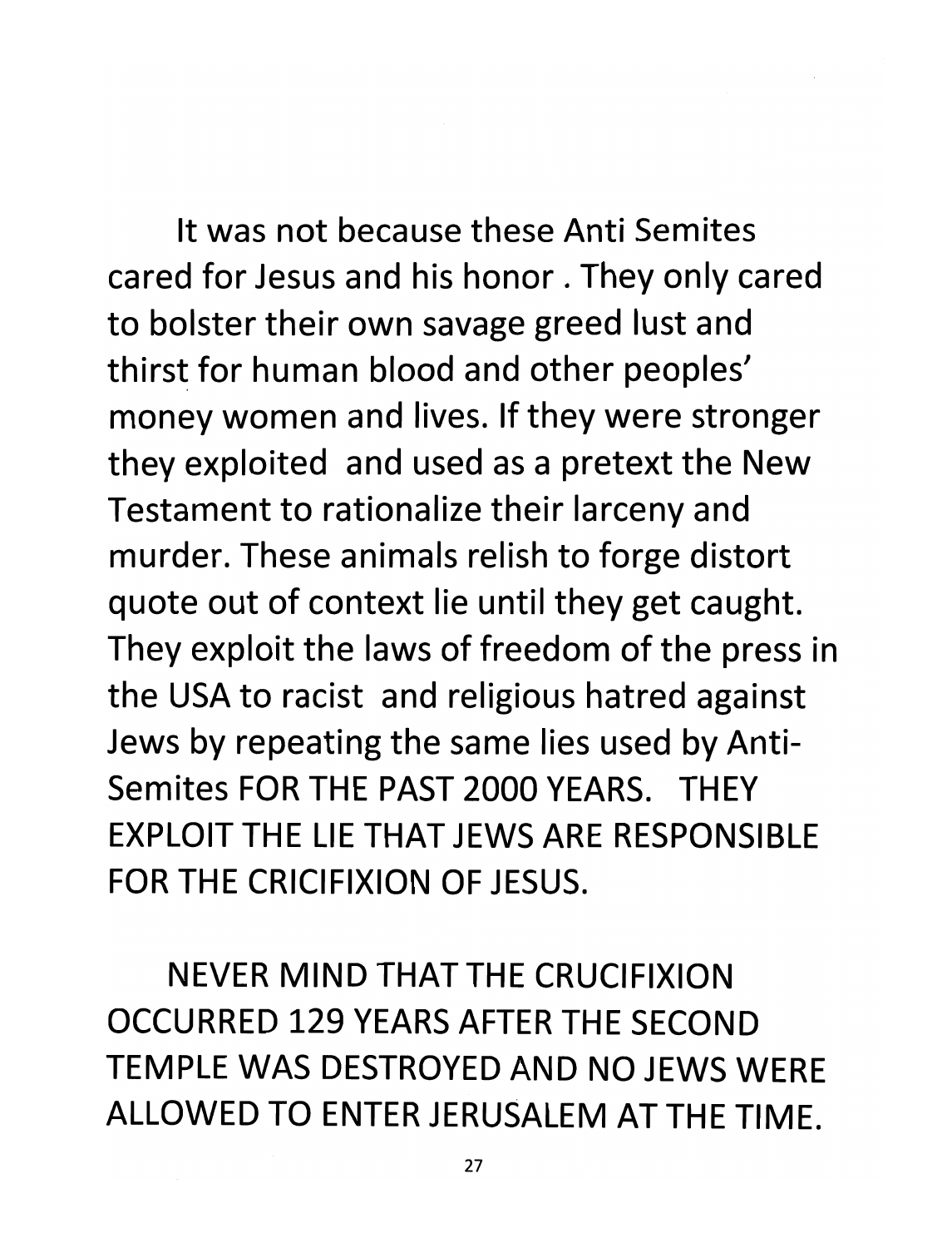It was not because these Anti Semites cared for Jesus and his honor . They only cared to bolster their own savage greed lust and thirst for human blood and other peoples' money women and lives. If they were stronger they exploited and used as a pretext the New Testament to rationalize their larceny and murder. These animals relish to forge distort quote out of context lie until they get caught. They exploit the laws of freedom of the press in the USA to racist and religious hatred against Jews by repeating the same lies used by Anti-Semites FOR THE PAST 2000 YEARS. THEY EXPLOIT THE LIE THAT JEWS ARE RESPONSIBLE FOR THE CRICIFIXION OF JESUS.

NEVER MIND THAT THE CRUCIFIXION OCCURRED 129 YEARS AFTER THE SECOND TEMPLE WAS DESTROYED AND NO JEWS WERE ALLOWED TO ENTER JERUSALEM AT THE TIME.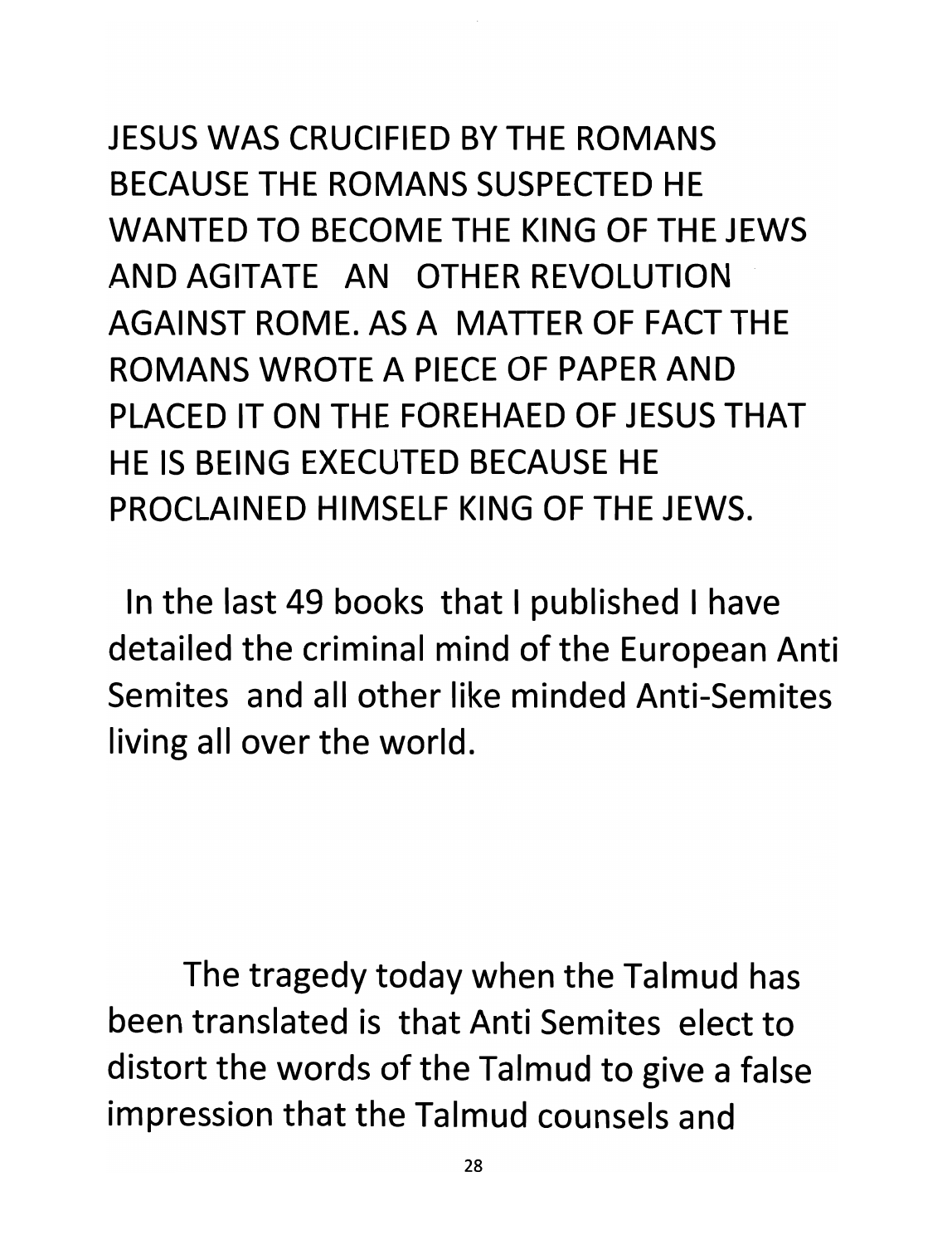JESUS WAS CRUCIFIED BY THE ROMANS BECAUSE THE ROMANS SUSPECTED HE WANTED TO BECOME THE KING OF THE JEWS AND AGITATE AN OTHER REVOLUTION AGAINST ROME. AS A MATTER OF FACT THE ROMANS WROTE A PIECE OF PAPER AND PLACED IT ON THE FOREHAED OF JESUS THAT HE IS BEING EXECUTED BECAUSE HE PROCLAINED HIMSELF KING OF THE JEWS.

In the last 49 books that I published I have detailed the criminal mind of the European Anti Semites and all other like minded Anti-Semites living all over the world.

The tragedy today when the Talmud has been translated is that Anti Semites elect to distort the words of the Talmud to give a false impression that the Talmud counsels and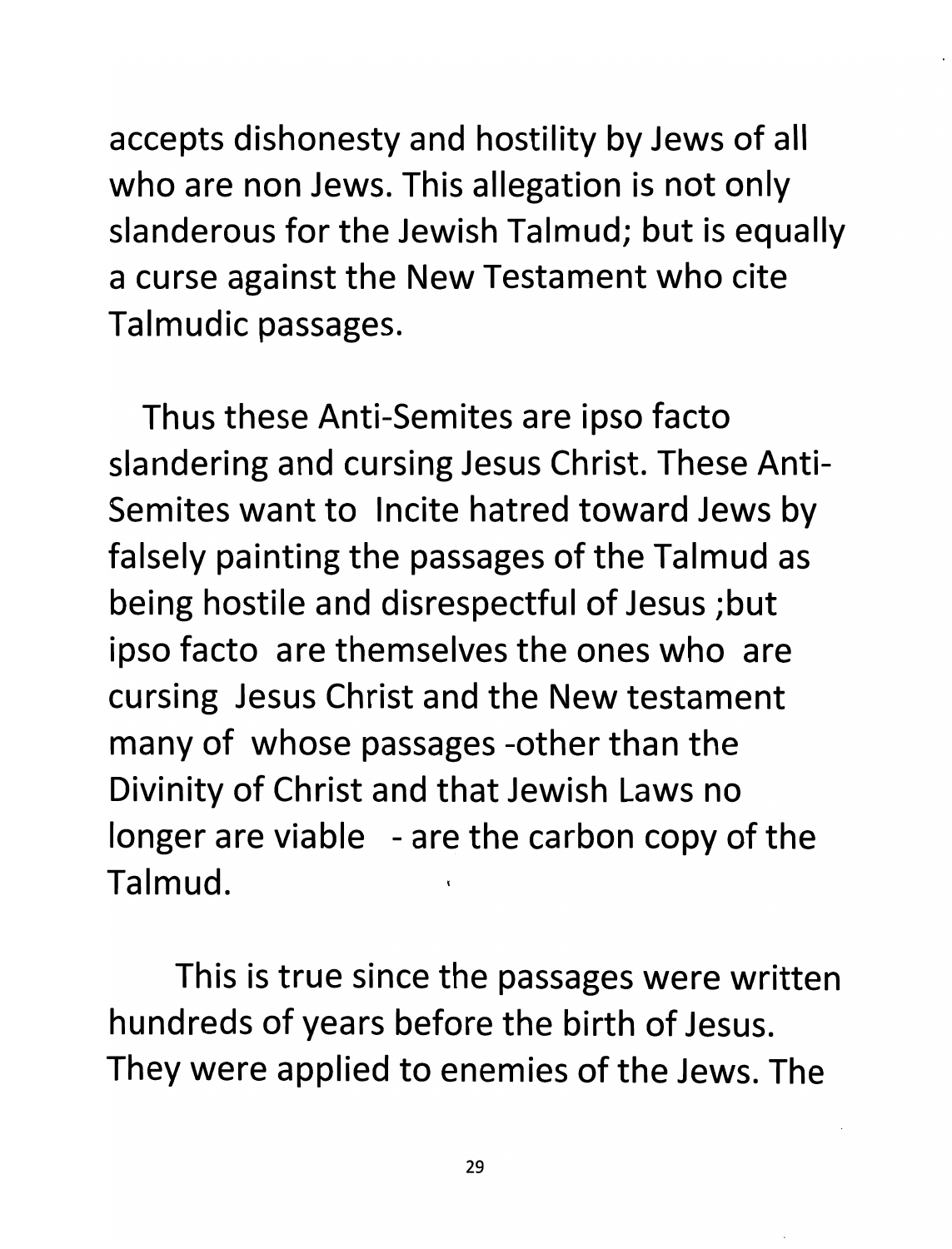accepts dishonesty and hostility by Jews of all who are non Jews. This allegation is not only slanderous for the Jewish Talmud; but is equally a curse against the New Testament who cite Talmudic passages.

Thus these Anti-Semites are ipso facto slandering and cursing Jesus Christ. These Anti-Semites want to Incite hatred toward Jews by falsely painting the passages of the Talmud as being hostile and disrespectful of Jesus ;but ipso facto are themselves the ones who are cursing Jesus Christ and the New testament many of whose passages -other than the Divinity of Christ and that Jewish Laws no longer are viable - are the carbon copy of the Talmud.

This is true since the passages were written hundreds of years before the birth of Jesus. They were applied to enemies of the Jews. The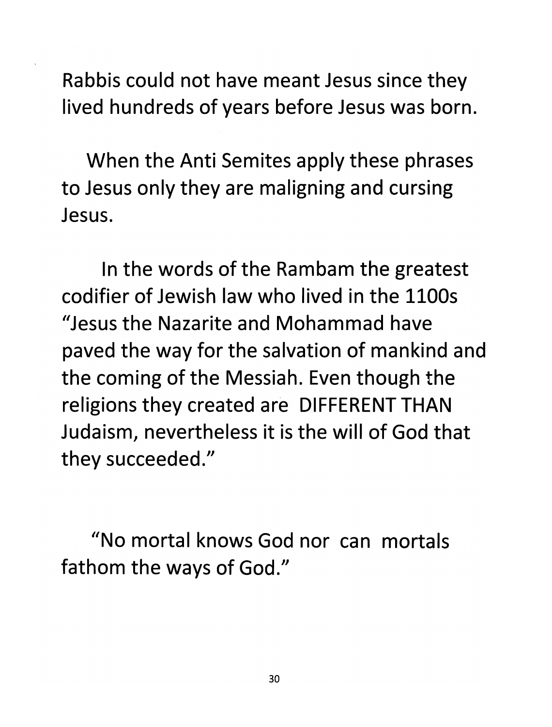Rabbis could not have meant Jesus since they lived hundreds of years before Jesus was born.

When the Anti Semites apply these phrases to Jesus only they are maligning and cursing Jesus.

In the words of the Rambam the greatest codifier of Jewish law who lived in the 1100s "Jesus the Nazarite and Mohammad have paved the way for the salvation of mankind and the coming of the Messiah. Even though the religions they created are DIFFERENT THAN Judaism, nevertheless it is the will of God that they succeeded."

"No mortal knows God nor can mortals fathom the ways of God."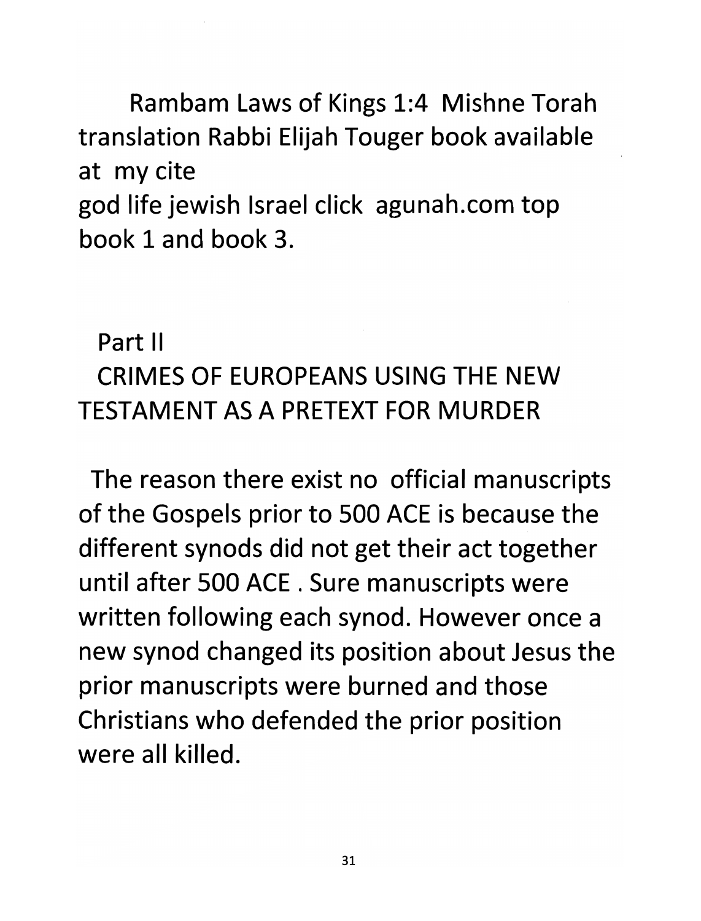Rambam Laws of Kings 1:4 Mishne Torah translation Rabbi Elijah Touger book available at my cite
god life jewish Israel click agunah.com top book 1 and book 3.

## Part II
## CRIMES OF EUROPEANS USING THE NEW TESTAMENT AS A PRETEXT FOR MURDER

The reason there exist no official manuscripts of the Gospels prior to 500 ACE is because the different synods did not get their act together until after 500 ACE . Sure manuscripts were written following each synod. However once a new synod changed its position about Jesus the prior manuscripts were burned and those Christians who defended the prior position were all killed.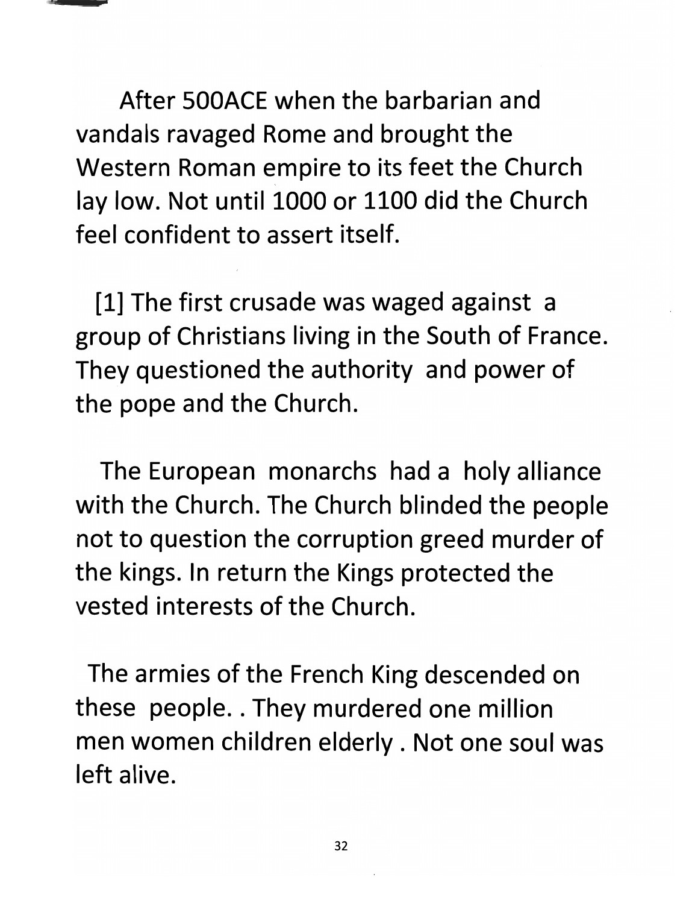After 500ACE when the barbarian and vandals ravaged Rome and brought the Western Roman empire to its feet the Church lay low. Not until 1000 or 1100 did the Church feel confident to assert itself.

[1] The first crusade was waged against a group of Christians living in the South of France. They questioned the authority and power of the pope and the Church.

The European monarchs had a holy alliance with the Church. The Church blinded the people not to question the corruption greed murder of the kings. In return the Kings protected the vested interests of the Church.

The armies of the French King descended on these people. . They murdered one million men women children elderly . Not one soul was left alive.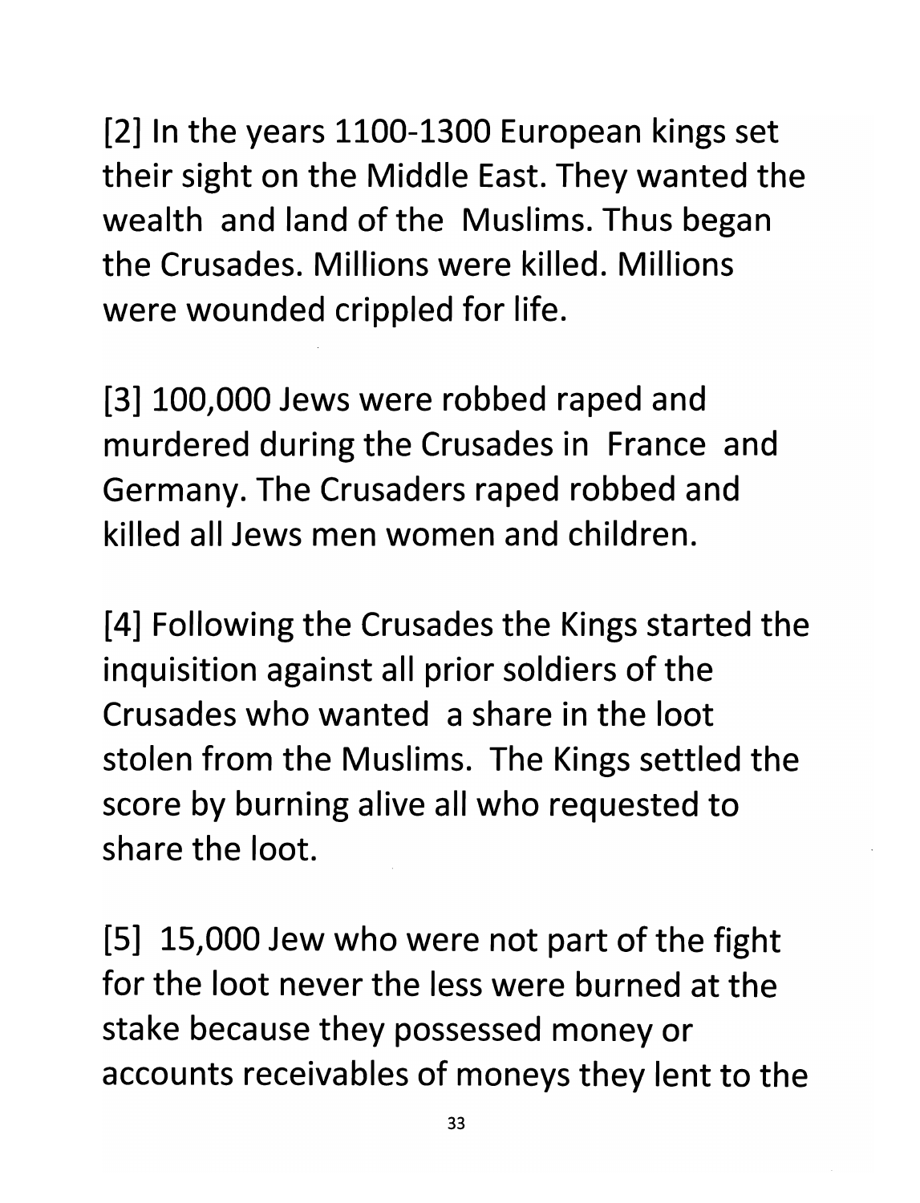[2] In the years 1100-1300 European kings set their sight on the Middle East. They wanted the wealth and land of the Muslims. Thus began the Crusades. Millions were killed. Millions were wounded crippled for life.

[3] 100,000 Jews were robbed raped and murdered during the Crusades in France and Germany. The Crusaders raped robbed and killed all Jews men women and children.

[4] Following the Crusades the Kings started the inquisition against all prior soldiers of the Crusades who wanted a share in the loot stolen from the Muslims. The Kings settled the score by burning alive all who requested to share the loot.

[5] 15,000 Jew who were not part of the fight for the loot never the less were burned at the stake because they possessed money or accounts receivables of moneys they lent to the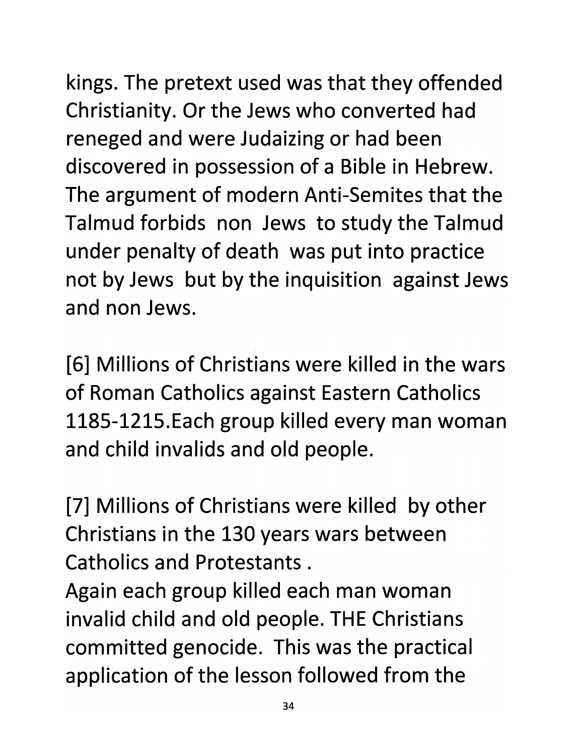kings. The pretext used was that they offended Christianity. Or the Jews who converted had reneged and were Judaizing or had been discovered in possession of a Bible in Hebrew. The argument of modern Anti-Semites that the Talmud forbids non Jews to study the Talmud under penalty of death was put into practice not by Jews but by the inquisition against Jews and non Jews.

[6] Millions of Christians were killed in the wars of Roman Catholics against Eastern Catholics 1185-1215.Each group killed every man woman and child invalids and old people.

[7] Millions of Christians were killed by other Christians in the 130 years wars between Catholics and Protestants .
Again each group killed each man woman invalid child and old people. THE Christians committed genocide. This was the practical application of the lesson followed from the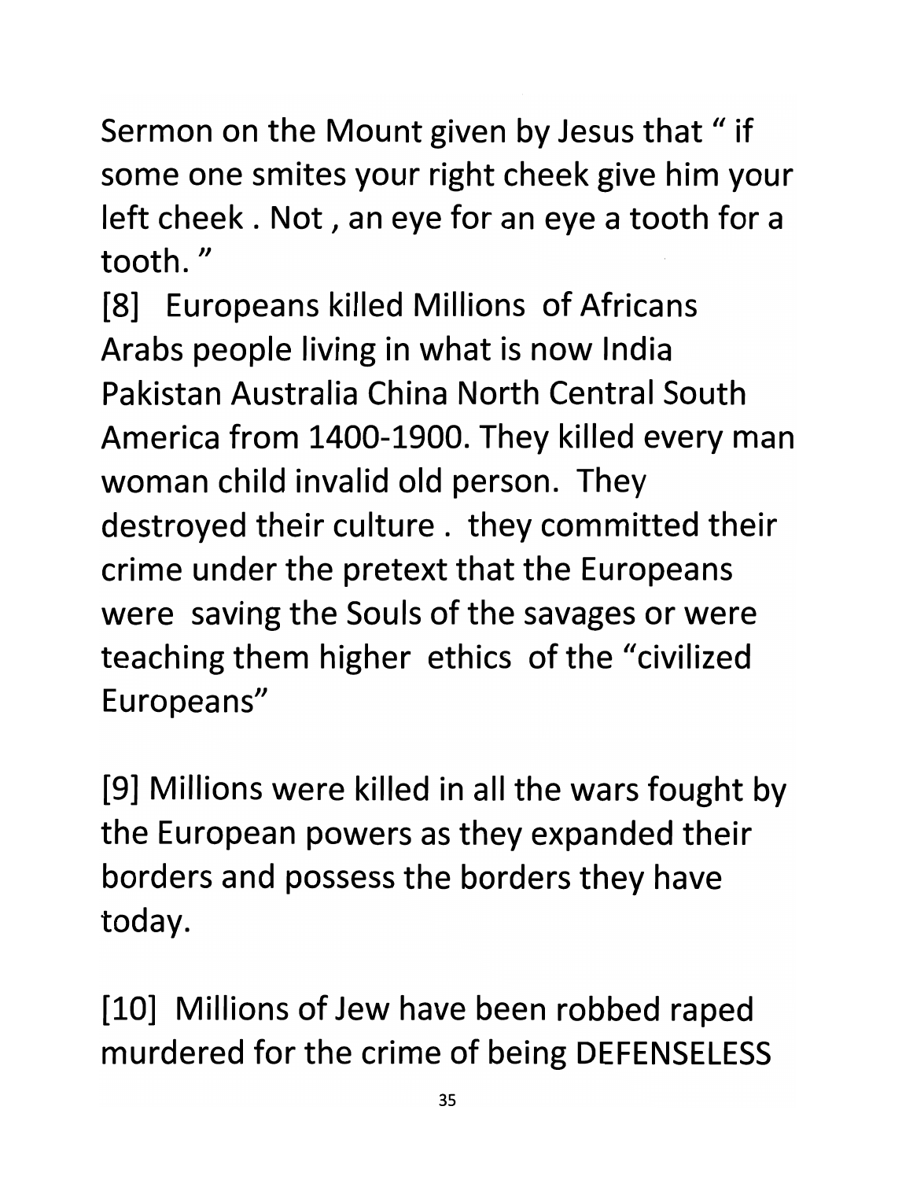Sermon on the Mount given by Jesus that " if some one smites your right cheek give him your left cheek . Not , an eye for an eye a tooth for a tooth. "

[8] Europeans killed Millions of Africans Arabs people living in what is now India Pakistan Australia China North Central South America from 1400-1900. They killed every man woman child invalid old person. They destroyed their culture . they committed their crime under the pretext that the Europeans were saving the Souls of the savages or were teaching them higher ethics of the "civilized Europeans"

[9] Millions were killed in all the wars fought by the European powers as they expanded their borders and possess the borders they have today.

[10] Millions of Jew have been robbed raped murdered for the crime of being DEFENSELESS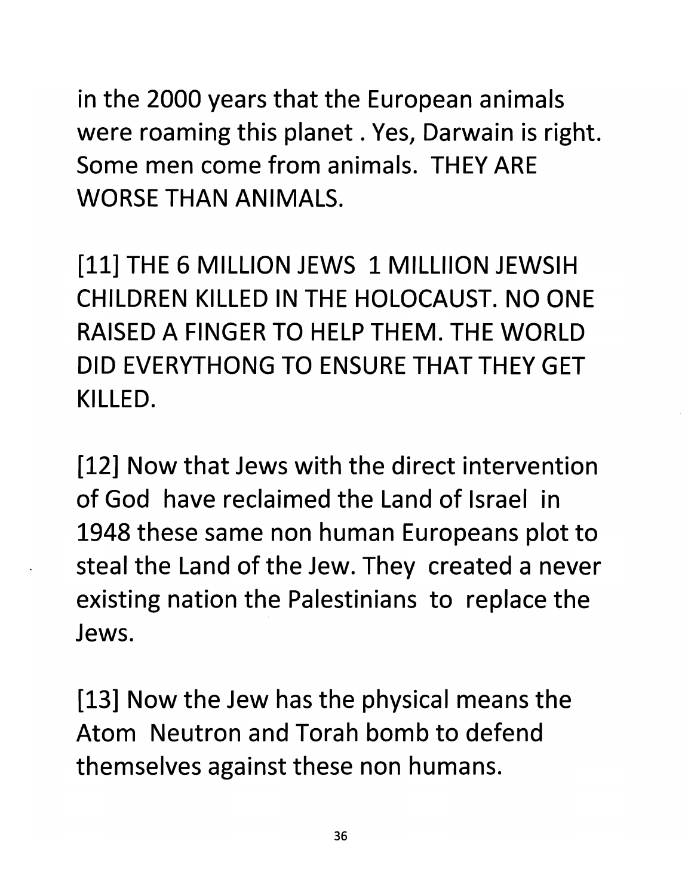in the 2000 years that the European animals were roaming this planet . Yes, Darwain is right. Some men come from animals. THEY ARE WORSE THAN ANIMALS.

[11] THE 6 MILLION JEWS 1 MILLIION JEWSIH CHILDREN KILLED IN THE HOLOCAUST. NO ONE RAISED A FINGER TO HELP THEM. THE WORLD DID EVERYTHONG TO ENSURE THAT THEY GET KILLED.

[12] Now that Jews with the direct intervention of God have reclaimed the Land of Israel in 1948 these same non human Europeans plot to steal the Land of the Jew. They created a never existing nation the Palestinians to replace the Jews.

[13] Now the Jew has the physical means the Atom Neutron and Torah bomb to defend themselves against these non humans.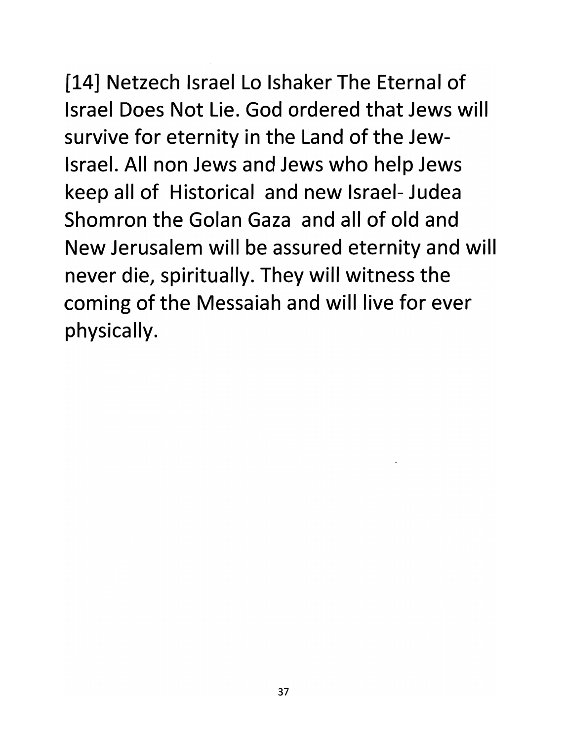[14] Netzech Israel Lo Ishaker The Eternal of Israel Does Not Lie. God ordered that Jews will survive for eternity in the Land of the Jew- Israel. All non Jews and Jews who help Jews keep all of Historical and new Israel- Judea Shomron the Golan Gaza and all of old and New Jerusalem will be assured eternity and will never die, spiritually. They will witness the coming of the Messaiah and will live for ever physically.